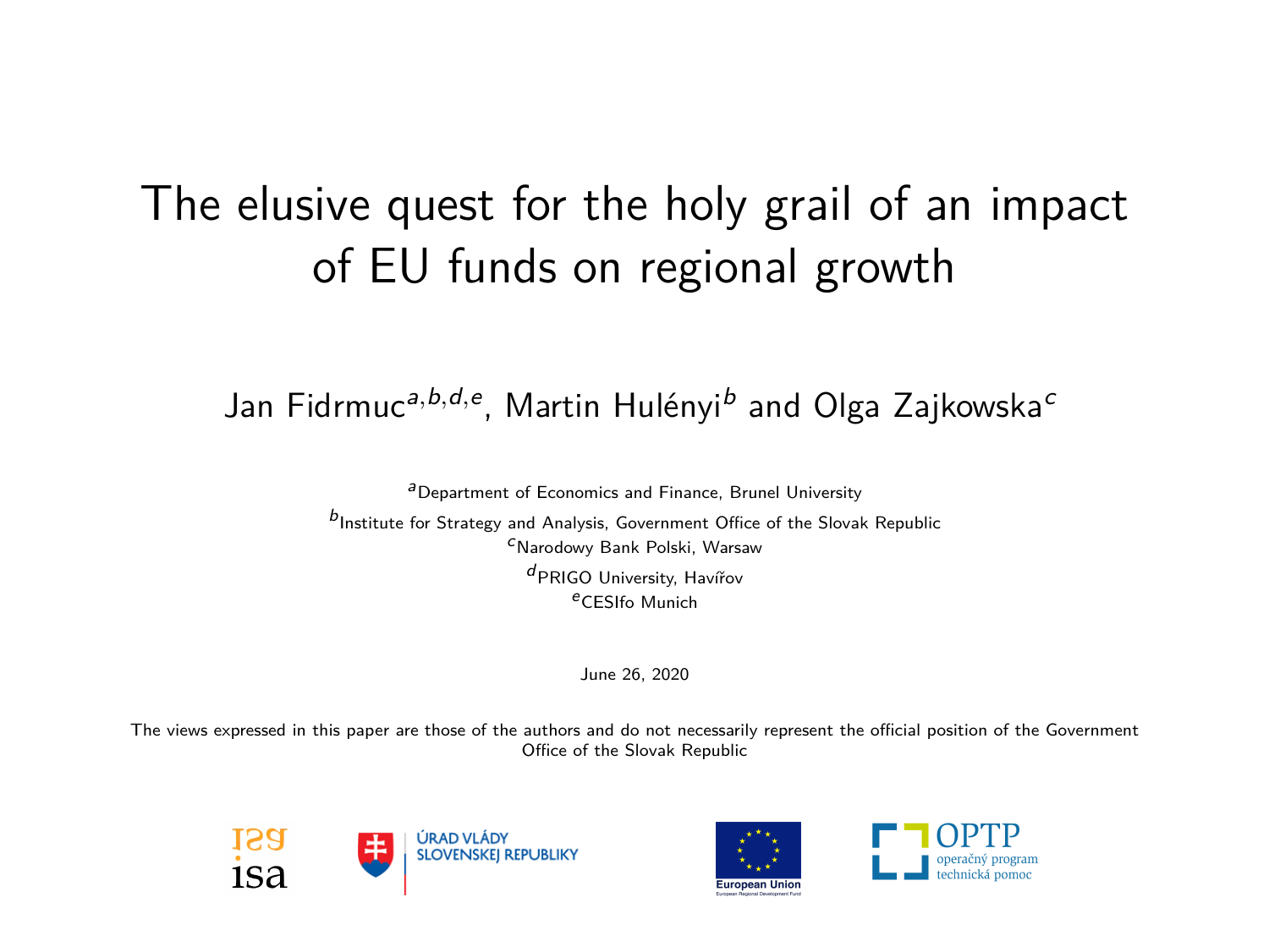# The elusive quest for the holy grail of an impact of EU funds on regional growth

Jan Fidrmuc[a,b,d,e], Martin Hulényi[b] and Olga Zajkowska[c]

[a]Department of Economics and Finance, Brunel University

[b]Institute for Strategy and Analysis, Government Office of the Slovak Republic

[c]Narodowy Bank Polski, Warsaw

[d]PRIGO University, Havířov

[e]CESIfo Munich

June 26, 2020

The views expressed in this paper are those of the authors and do not necessarily represent the official position of the Government Office of the Slovak Republic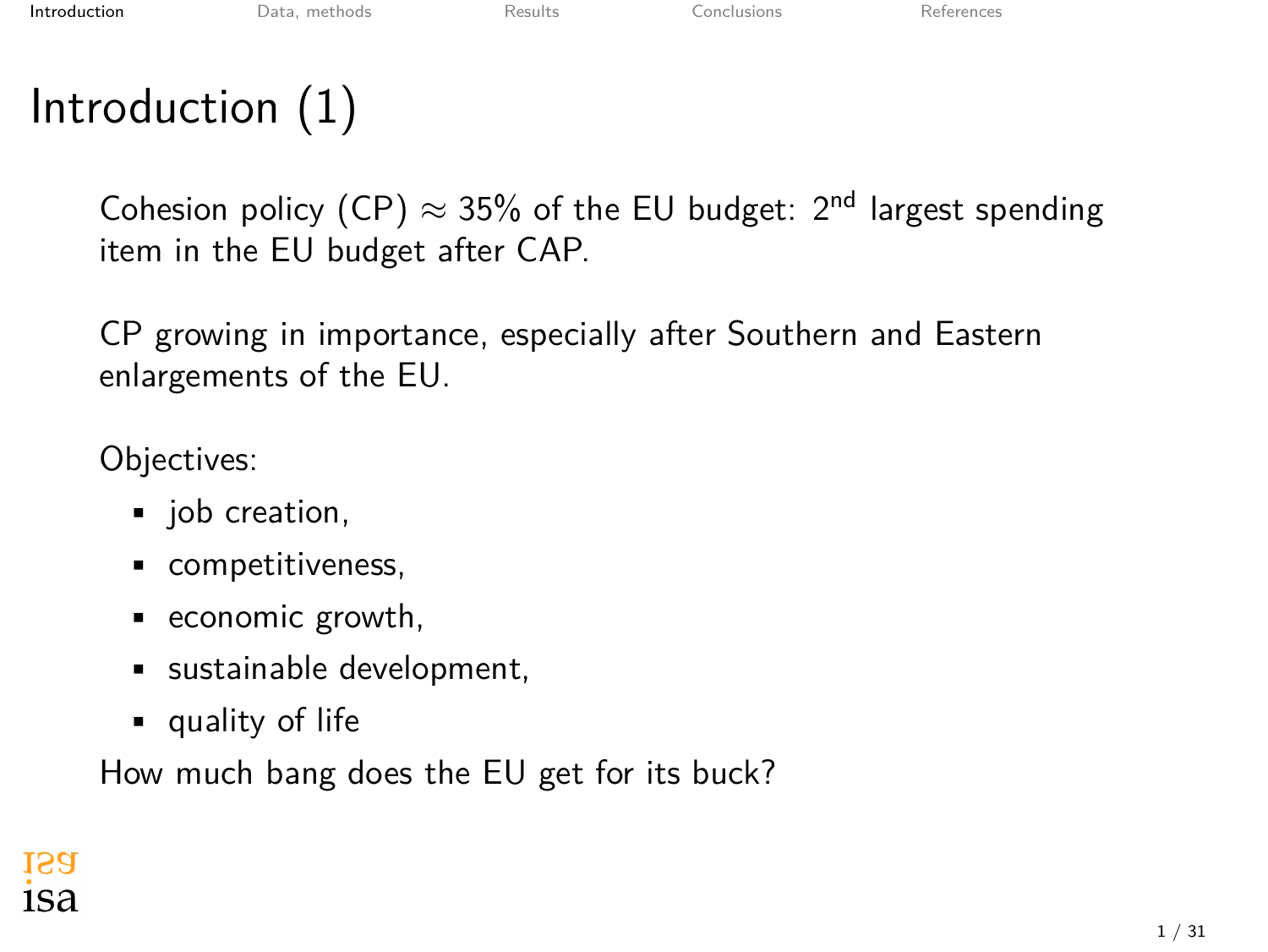# Introduction (1)

Cohesion policy (CP) $\approx$ 35% of the EU budget: 2[nd] largest spending item in the EU budget after CAP.

CP growing in importance, especially after Southern and Eastern enlargements of the EU.

Objectives:

- job creation,
- competitiveness,
- economic growth,
- sustainable development,
- quality of life

How much bang does the EU get for its buck?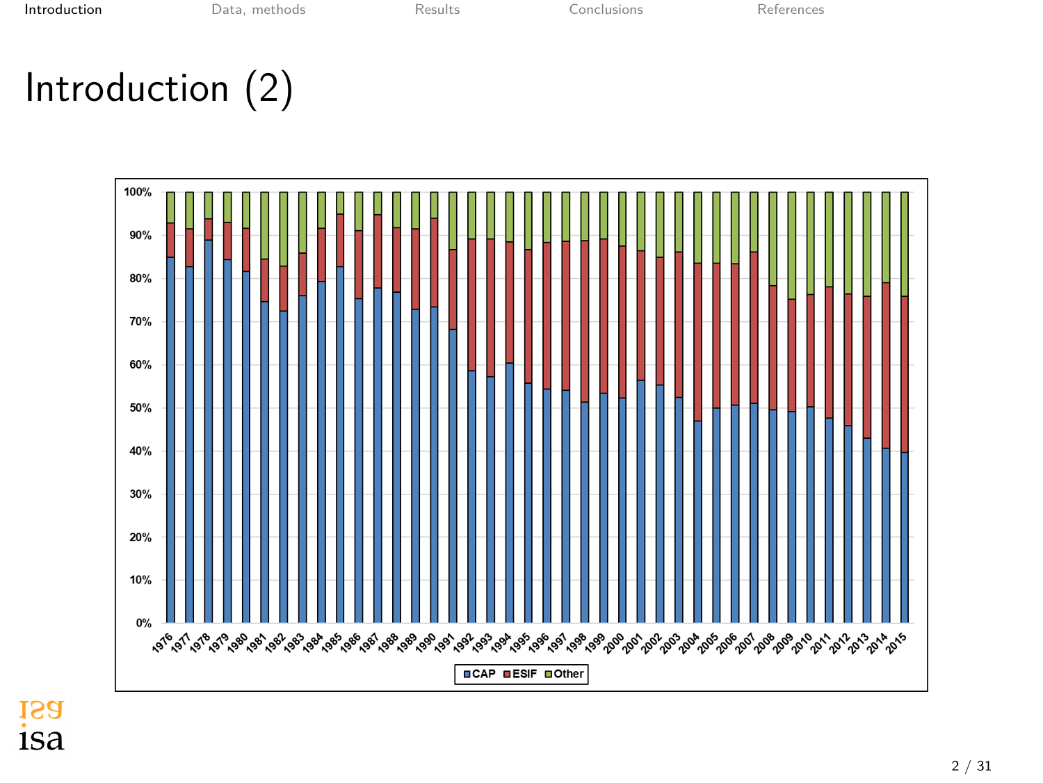# Introduction (2)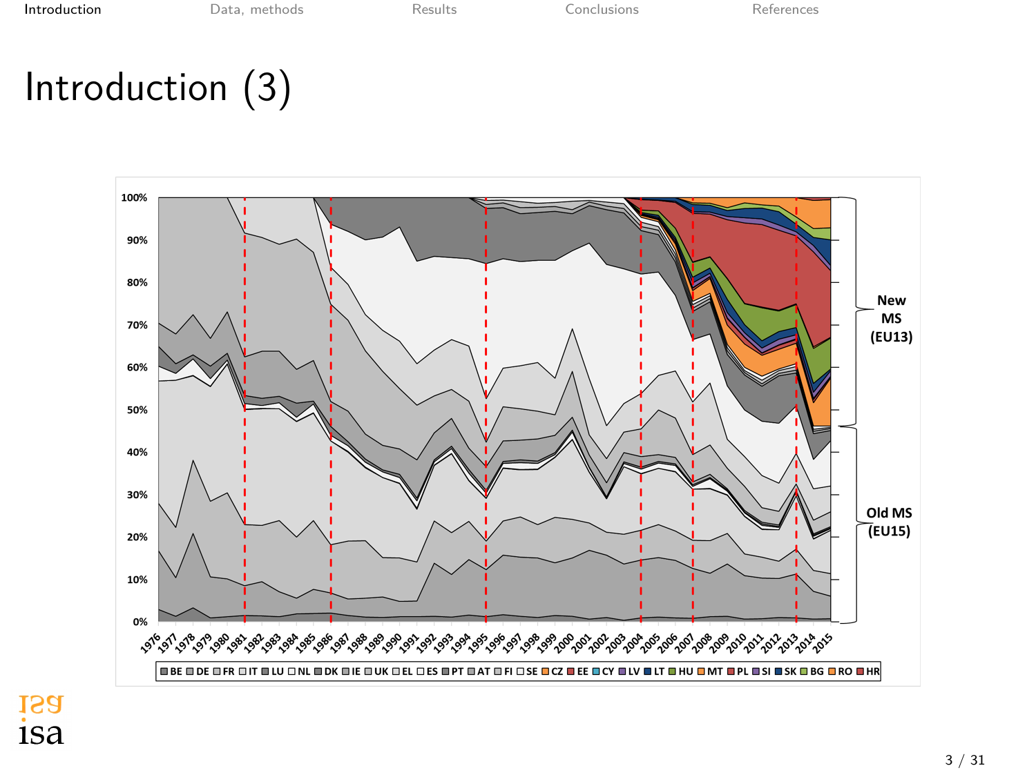# Introduction (3)

100%
90%
80%
70%
60%
50%
40%
30%
20%
10%
0%

1976 1977 1978 1979 1980 1981 1982 1983 1984 1985 1986 1987 1988 1989 1990 1991 1992 1993 1994 1995 1996 1997 1998 1999 2000 2001 2002 2003 2004 2005 2006 2007 2008 2009 2010 2011 2012 2013 2014 2015

New MS (EU13)

Old MS (EU15)

BE DE FR IT LU NL DK IE UK EL ES PT AT FI SE CZ EE CY LV LT HU MT PL SI SK BG RO HR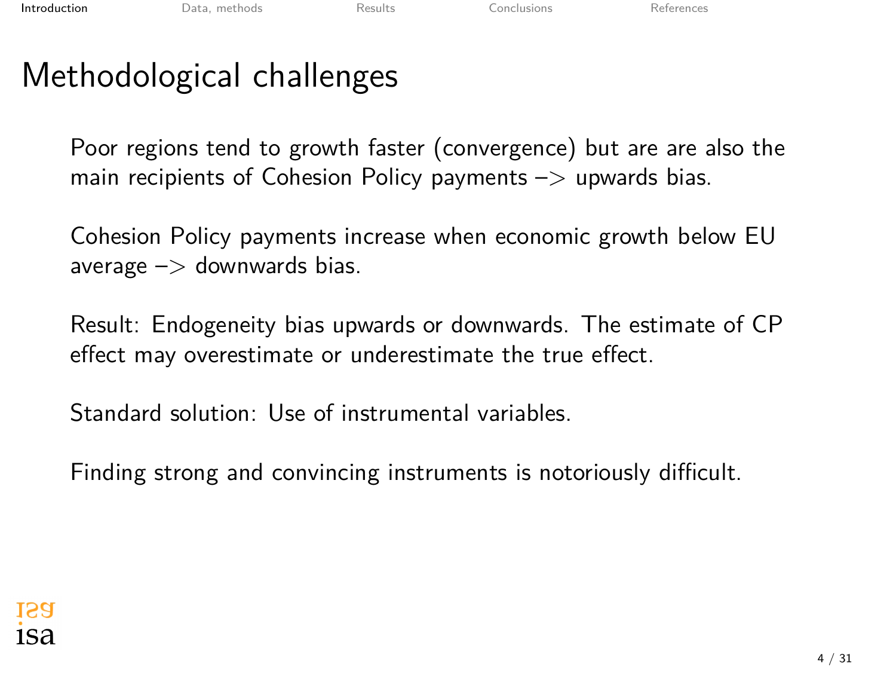# Methodological challenges

Poor regions tend to growth faster (convergence) but are are also the main recipients of Cohesion Policy payments –> upwards bias.

Cohesion Policy payments increase when economic growth below EU average –> downwards bias.

Result: Endogeneity bias upwards or downwards. The estimate of CP effect may overestimate or underestimate the true effect.

Standard solution: Use of instrumental variables.

Finding strong and convincing instruments is notoriously difficult.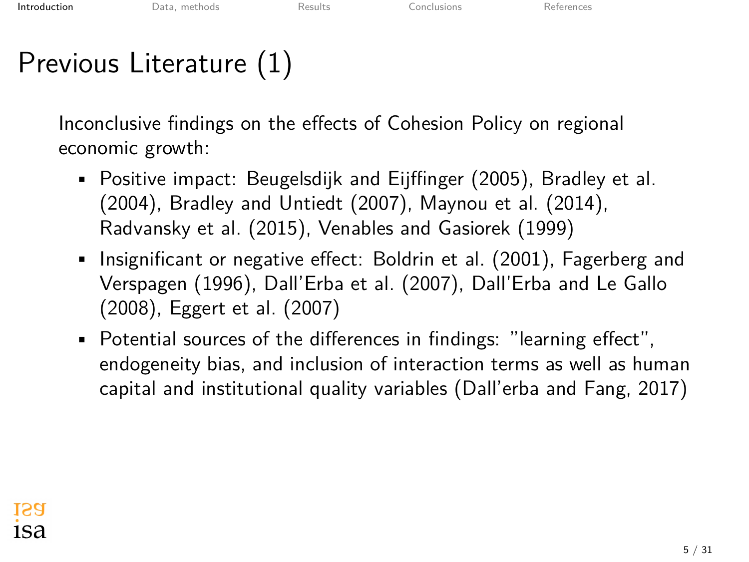# Previous Literature (1)

Inconclusive findings on the effects of Cohesion Policy on regional economic growth:

- Positive impact: Beugelsdijk and Eijffinger (2005), Bradley et al. (2004), Bradley and Untiedt (2007), Maynou et al. (2014), Radvansky et al. (2015), Venables and Gasiorek (1999)
- Insignificant or negative effect: Boldrin et al. (2001), Fagerberg and Verspagen (1996), Dall'Erba et al. (2007), Dall'Erba and Le Gallo (2008), Eggert et al. (2007)
- Potential sources of the differences in findings: "learning effect", endogeneity bias, and inclusion of interaction terms as well as human capital and institutional quality variables (Dall'erba and Fang, 2017)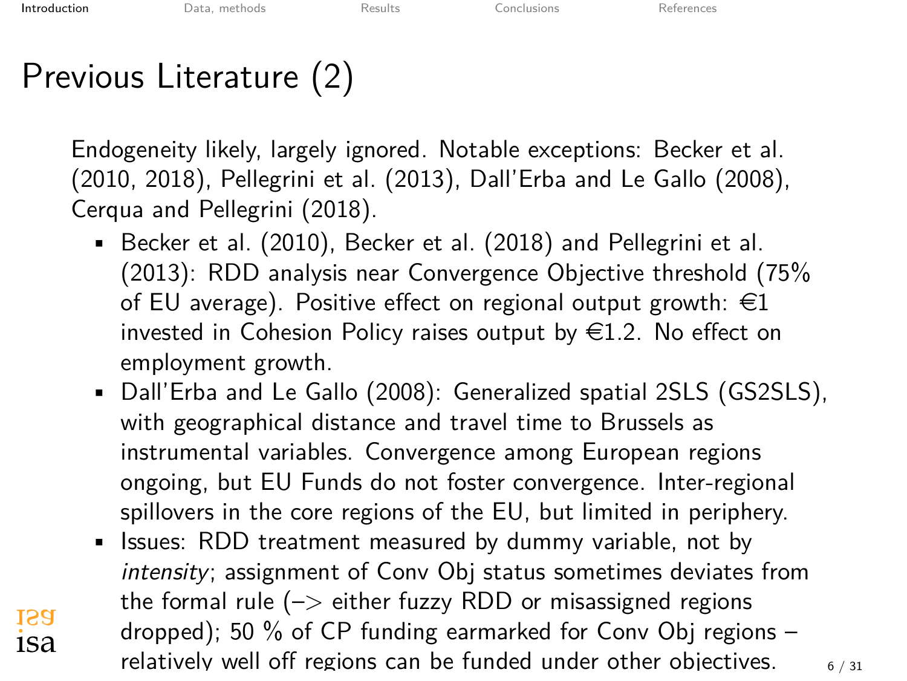# Previous Literature (2)

Endogeneity likely, largely ignored. Notable exceptions: Becker et al. (2010, 2018), Pellegrini et al. (2013), Dall'Erba and Le Gallo (2008), Cerqua and Pellegrini (2018).

- Becker et al. (2010), Becker et al. (2018) and Pellegrini et al. (2013): RDD analysis near Convergence Objective threshold (75% of EU average). Positive effect on regional output growth: €1 invested in Cohesion Policy raises output by €1.2. No effect on employment growth.
- Dall'Erba and Le Gallo (2008): Generalized spatial 2SLS (GS2SLS), with geographical distance and travel time to Brussels as instrumental variables. Convergence among European regions ongoing, but EU Funds do not foster convergence. Inter-regional spillovers in the core regions of the EU, but limited in periphery.
- Issues: RDD treatment measured by dummy variable, not by *intensity*; assignment of Conv Obj status sometimes deviates from the formal rule (–> either fuzzy RDD or misassigned regions dropped); 50 % of CP funding earmarked for Conv Obj regions – relatively well off regions can be funded under other objectives.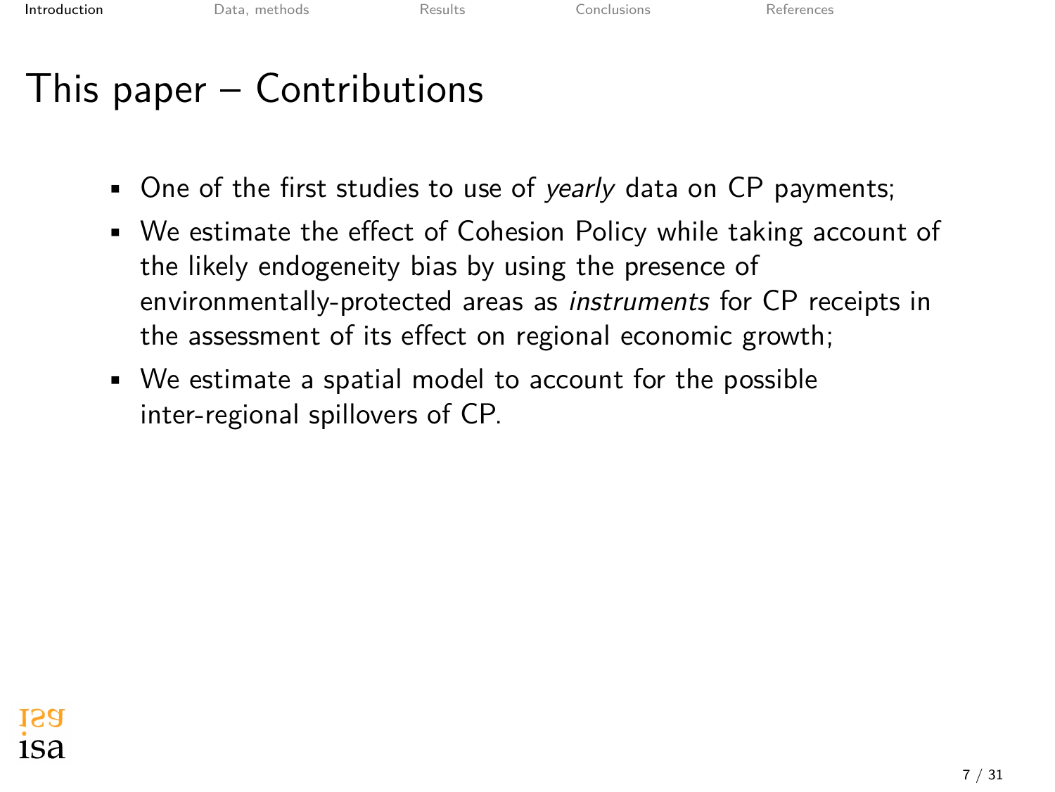# This paper – Contributions

- One of the first studies to use of *yearly* data on CP payments;
- We estimate the effect of Cohesion Policy while taking account of the likely endogeneity bias by using the presence of environmentally-protected areas as *instruments* for CP receipts in the assessment of its effect on regional economic growth;
- We estimate a spatial model to account for the possible inter-regional spillovers of CP.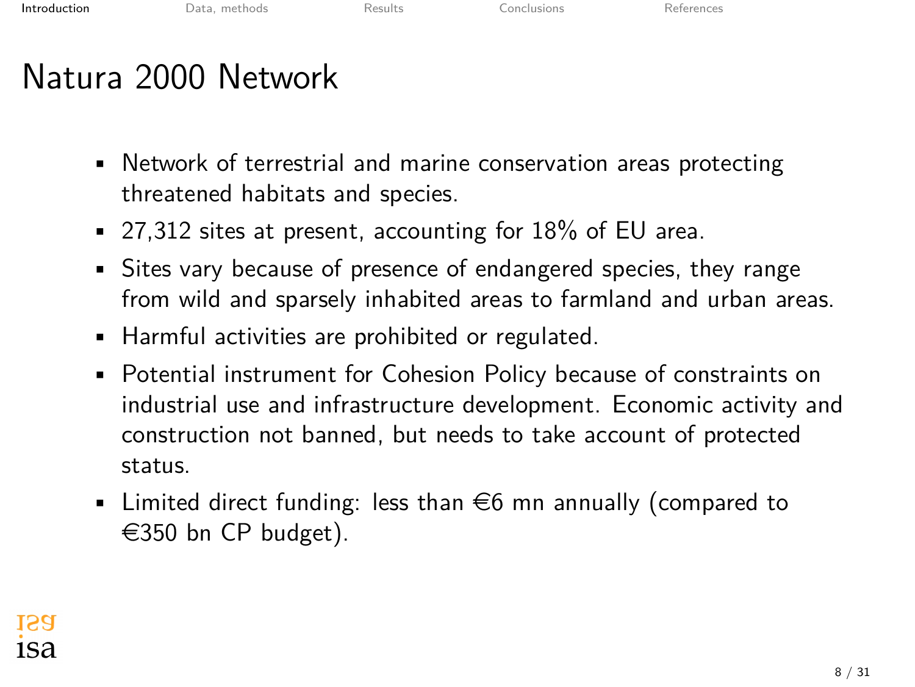# Natura 2000 Network

- Network of terrestrial and marine conservation areas protecting threatened habitats and species.
- 27,312 sites at present, accounting for 18% of EU area.
- Sites vary because of presence of endangered species, they range from wild and sparsely inhabited areas to farmland and urban areas.
- Harmful activities are prohibited or regulated.
- Potential instrument for Cohesion Policy because of constraints on industrial use and infrastructure development. Economic activity and construction not banned, but needs to take account of protected status.
- Limited direct funding: less than €6 mn annually (compared to €350 bn CP budget).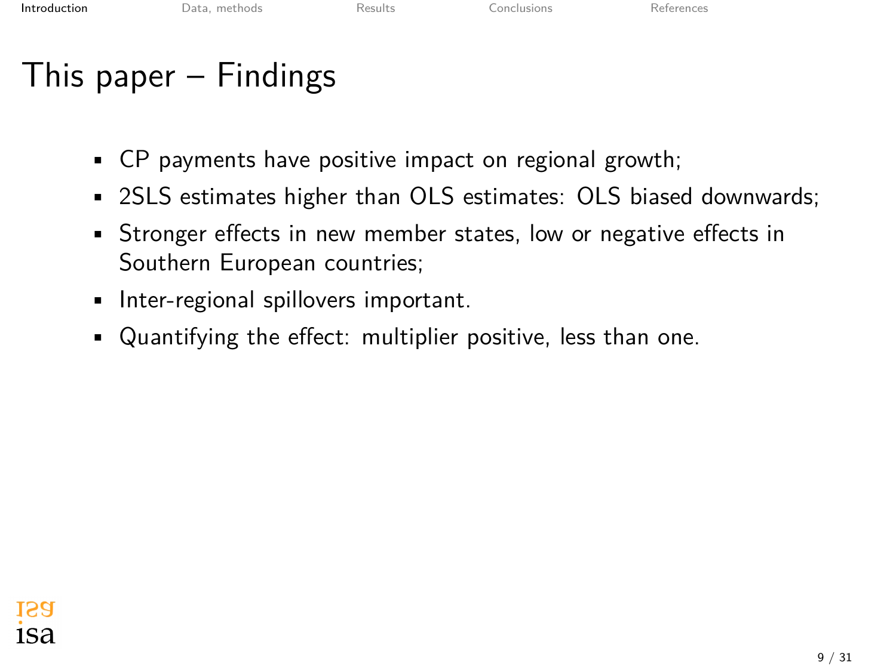# This paper – Findings

- CP payments have positive impact on regional growth;
- 2SLS estimates higher than OLS estimates: OLS biased downwards;
- Stronger effects in new member states, low or negative effects in Southern European countries;
- Inter-regional spillovers important.
- Quantifying the effect: multiplier positive, less than one.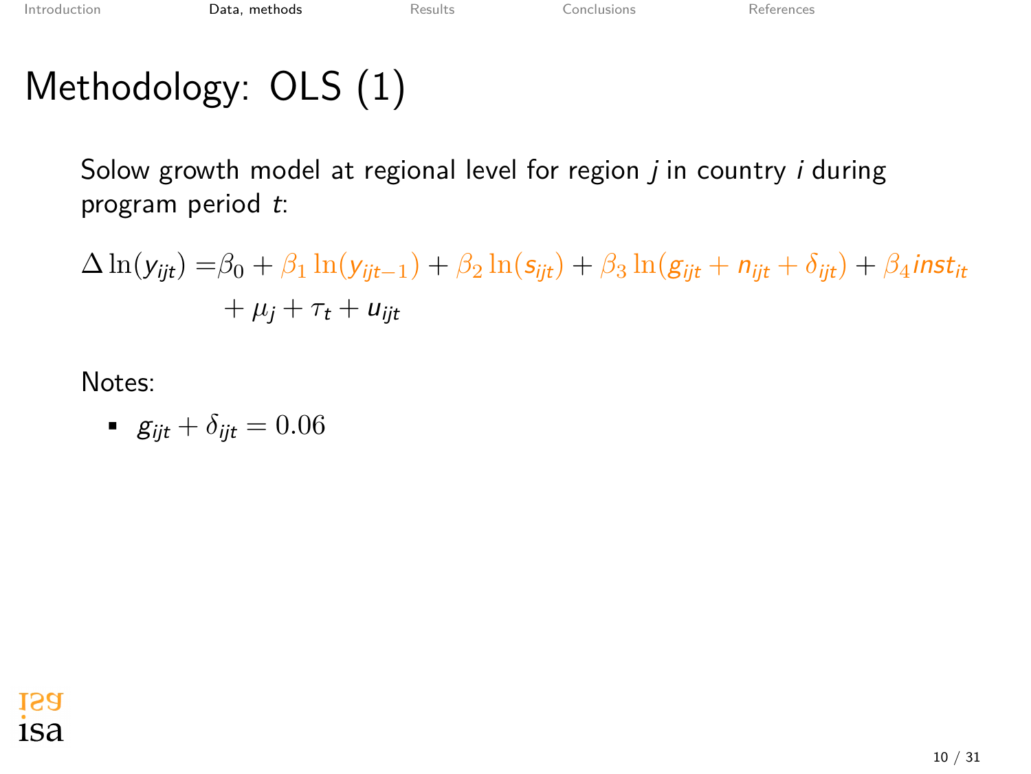# Methodology: OLS (1)

Solow growth model at regional level for region $j$ in country $i$ during program period $t$:

$$
\begin{aligned}
\Delta \ln(y_{ijt}) = & \beta_0 + \beta_1 \ln(y_{ijt-1}) + \beta_2 \ln(s_{ijt}) + \beta_3 \ln(g_{ijt} + n_{ijt} + \delta_{ijt}) + \beta_4 inst_{it} \\
& + \mu_j + \tau_t + u_{ijt}
\end{aligned}
$$

Notes:

- $g_{ijt} + \delta_{ijt} = 0.06$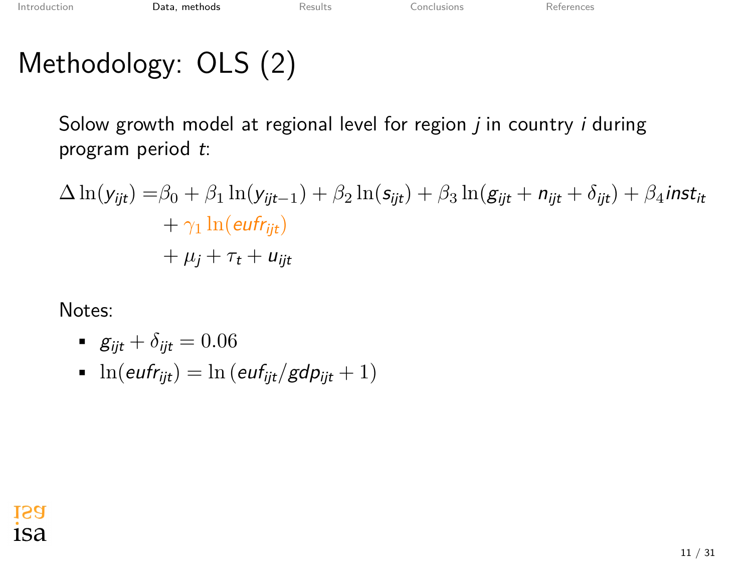# Methodology: OLS (2)

Solow growth model at regional level for region $j$ in country $i$ during program period $t$:

$$
\begin{aligned}
\Delta \ln(y_{ijt}) = & \beta_0 + \beta_1 \ln(y_{ijt-1}) + \beta_2 \ln(s_{ijt}) + \beta_3 \ln(g_{ijt} + n_{ijt} + \delta_{ijt}) + \beta_4 inst_{it} \\
& + \gamma_1 \ln(eufr_{ijt}) \\
& + \mu_j + \tau_t + u_{ijt}
\end{aligned}
$$

Notes:

- $g_{ijt} + \delta_{ijt} = 0.06$
- $\ln(eufr_{ijt}) = \ln\left(euf_{ijt}/gdp_{ijt} + 1\right)$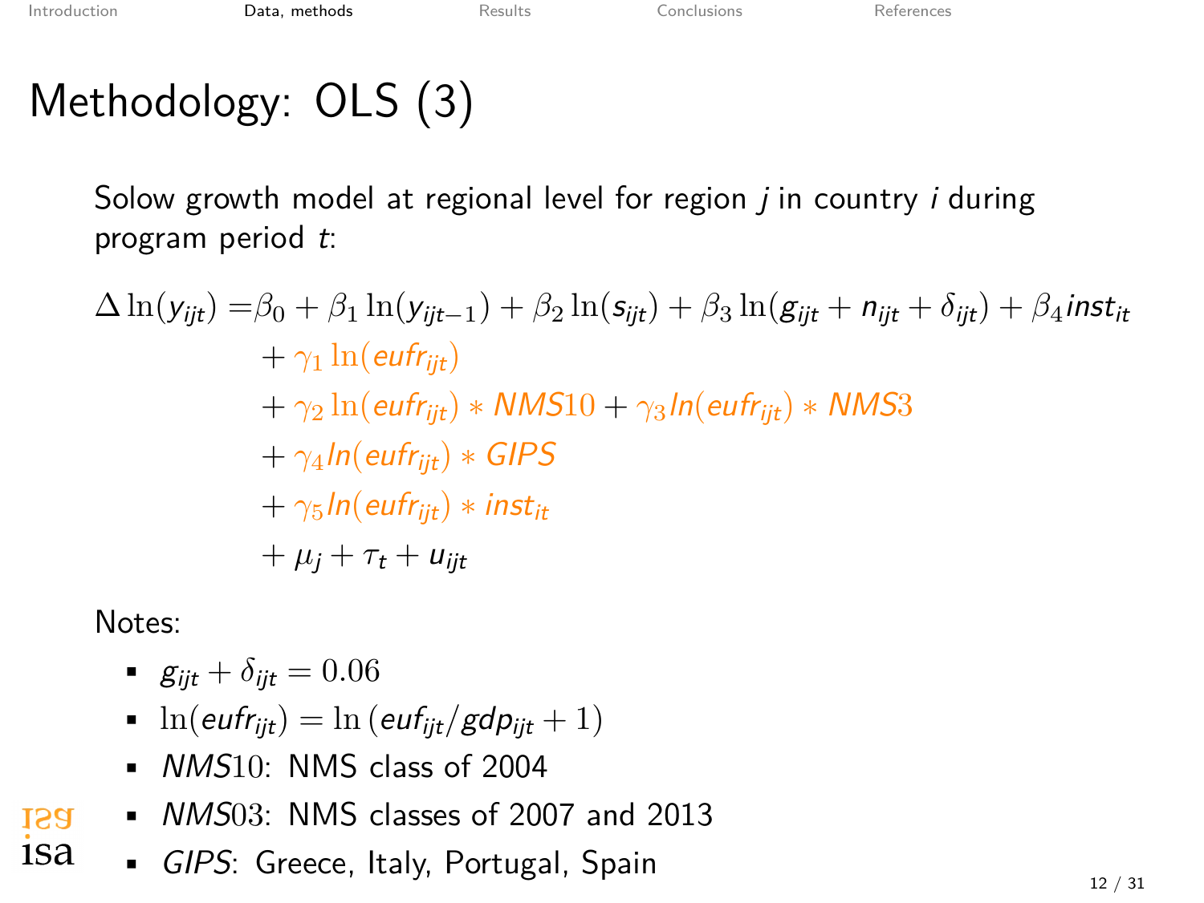# Methodology: OLS (3)

Solow growth model at regional level for region $j$ in country $i$ during program period $t$:

$$
\begin{aligned}
\Delta \ln(y_{ijt}) = & \beta_0 + \beta_1 \ln(y_{ijt-1}) + \beta_2 \ln(s_{ijt}) + \beta_3 \ln(g_{ijt} + n_{ijt} + \delta_{ijt}) + \beta_4 inst_{it} \\
& + \gamma_1 \ln(eufr_{ijt}) \\
& + \gamma_2 \ln(eufr_{ijt}) * NMS10 + \gamma_3 ln(eufr_{ijt}) * NMS3 \\
& + \gamma_4 ln(eufr_{ijt}) * GIPS \\
& + \gamma_5 ln(eufr_{ijt}) * inst_{it} \\
& + \mu_j + \tau_t + u_{ijt}
\end{aligned}
$$

Notes:

- $g_{ijt} + \delta_{ijt} = 0.06$
- $\ln(eufr_{ijt}) = \ln(euf_{ijt}/gdp_{ijt} + 1)$
- $NMS10$: NMS class of 2004
- $NMS03$: NMS classes of 2007 and 2013
- $GIPS$: Greece, Italy, Portugal, Spain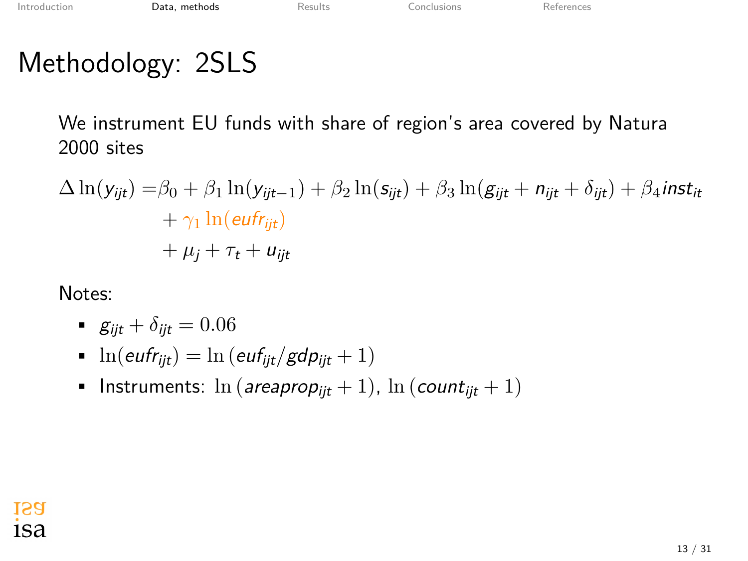# Methodology: 2SLS

We instrument EU funds with share of region's area covered by Natura 2000 sites

$$
\begin{aligned}
\Delta \ln(y_{ijt}) =& \beta_0 + \beta_1 \ln(y_{ijt-1}) + \beta_2 \ln(s_{ijt}) + \beta_3 \ln(g_{ijt} + n_{ijt} + \delta_{ijt}) + \beta_4 inst_{it} \\
&+ \gamma_1 \ln(eufr_{ijt}) \\
&+ \mu_j + \tau_t + u_{ijt}
\end{aligned}
$$

Notes:

- $g_{ijt} + \delta_{ijt} = 0.06$
- $\ln(eufr_{ijt}) = \ln\left(euf_{ijt}/gdp_{ijt} + 1\right)$
- Instruments: $\ln\left(areaprop_{ijt} + 1\right)$, $\ln\left(count_{ijt} + 1\right)$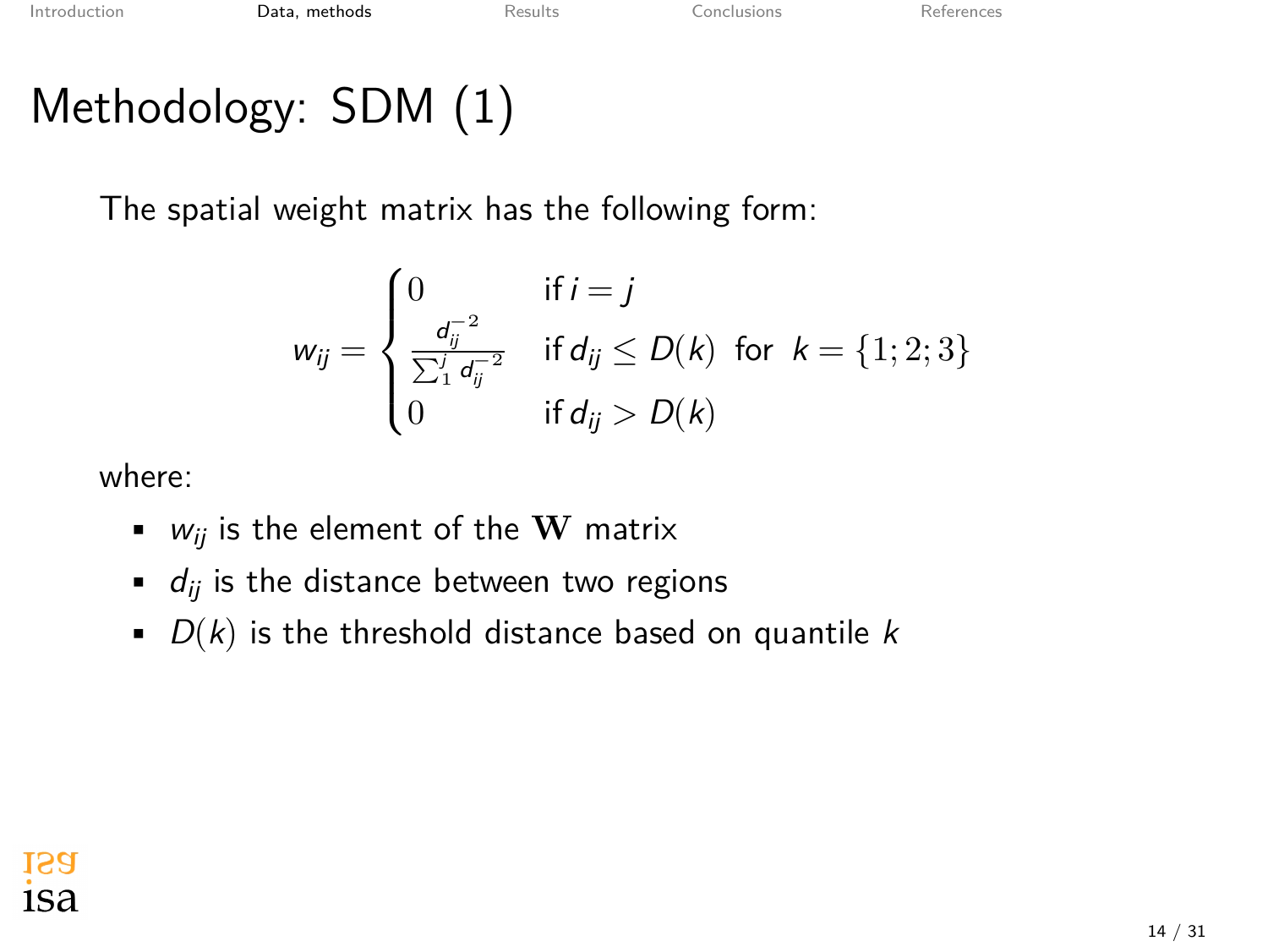# Methodology: SDM (1)

The spatial weight matrix has the following form:

$$w_{ij} = \begin{cases} 0 & \text{if } i = j \\ \frac{d_{ij}^{-2}}{\sum_{1}^{j} d_{ij}^{-2}} & \text{if } d_{ij} \leq D(k) \;\; \text{for} \;\; k = \{1; 2; 3\} \\ 0 & \text{if } d_{ij} > D(k) \end{cases}$$

where:

- $w_{ij}$ is the element of the $\mathbf{W}$ matrix
- $d_{ij}$ is the distance between two regions
- $D(k)$ is the threshold distance based on quantile $k$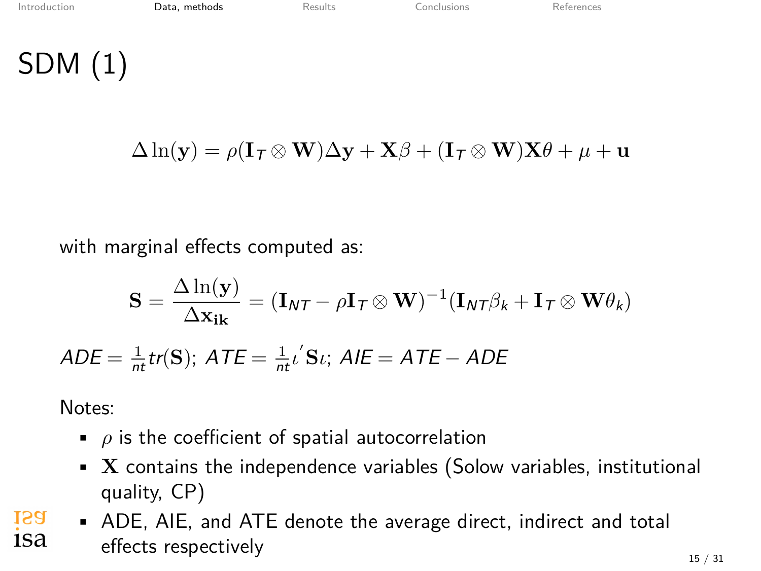# SDM (1)

$$\Delta \ln(\mathbf{y}) = \rho(\mathbf{I}_T \otimes \mathbf{W})\Delta \mathbf{y} + \mathbf{X}\beta + (\mathbf{I}_T \otimes \mathbf{W})\mathbf{X}\theta + \mu + \mathbf{u}$$

with marginal effects computed as:

$$\mathbf{S} = \frac{\Delta \ln(\mathbf{y})}{\Delta \mathbf{x_{ik}}} = (\mathbf{I}_{NT} - \rho \mathbf{I}_T \otimes \mathbf{W})^{-1}(\mathbf{I}_{NT}\beta_k + \mathbf{I}_T \otimes \mathbf{W}\theta_k)$$

$ADE = \frac{1}{nt} tr(\mathbf{S})$; $ATE = \frac{1}{nt}\iota^{'}\mathbf{S}\iota$; $AIE = ATE - ADE$

Notes:

- $\rho$ is the coefficient of spatial autocorrelation
- $\mathbf{X}$ contains the independence variables (Solow variables, institutional quality, CP)
- ADE, AIE, and ATE denote the average direct, indirect and total effects respectively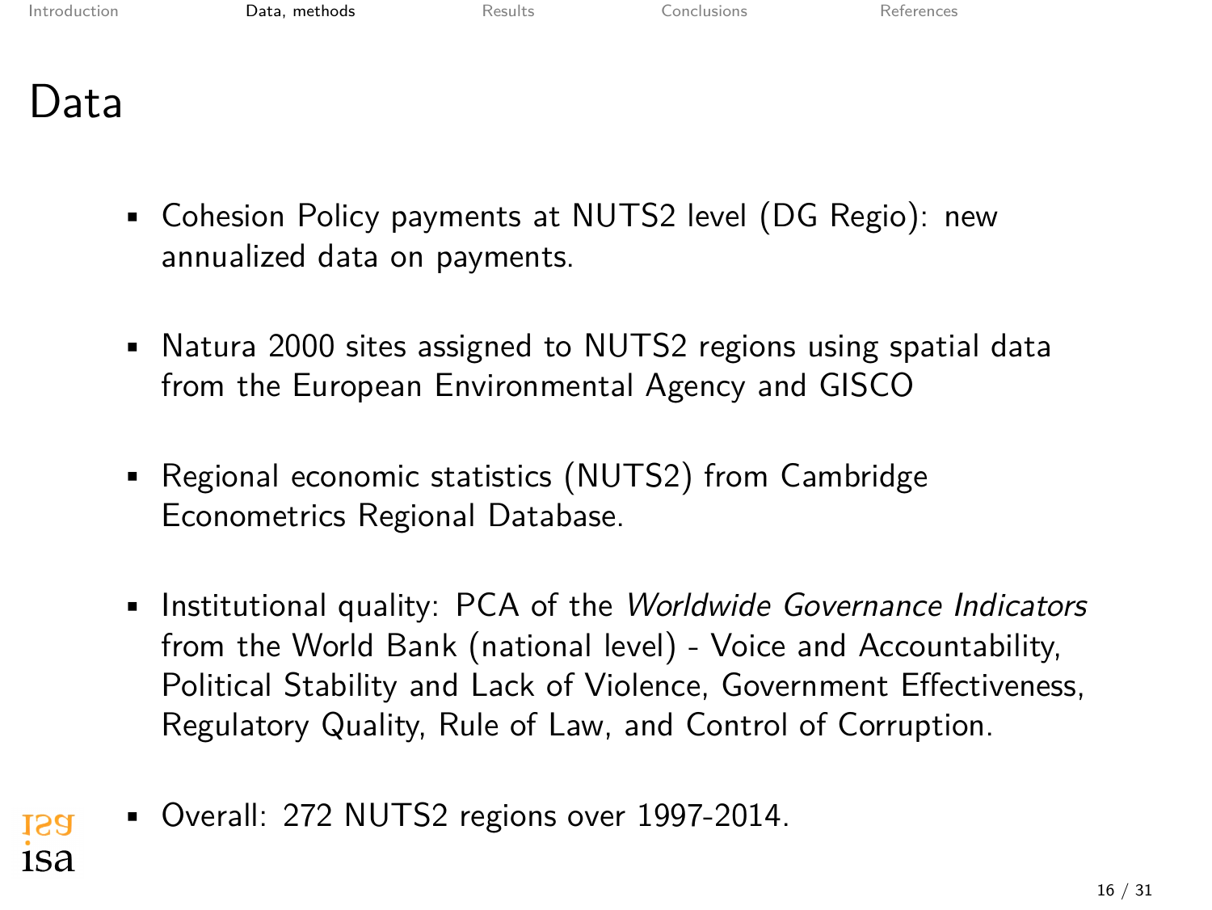# Data

- Cohesion Policy payments at NUTS2 level (DG Regio): new annualized data on payments.
- Natura 2000 sites assigned to NUTS2 regions using spatial data from the European Environmental Agency and GISCO
- Regional economic statistics (NUTS2) from Cambridge Econometrics Regional Database.
- Institutional quality: PCA of the *Worldwide Governance Indicators* from the World Bank (national level) - Voice and Accountability, Political Stability and Lack of Violence, Government Effectiveness, Regulatory Quality, Rule of Law, and Control of Corruption.
- Overall: 272 NUTS2 regions over 1997-2014.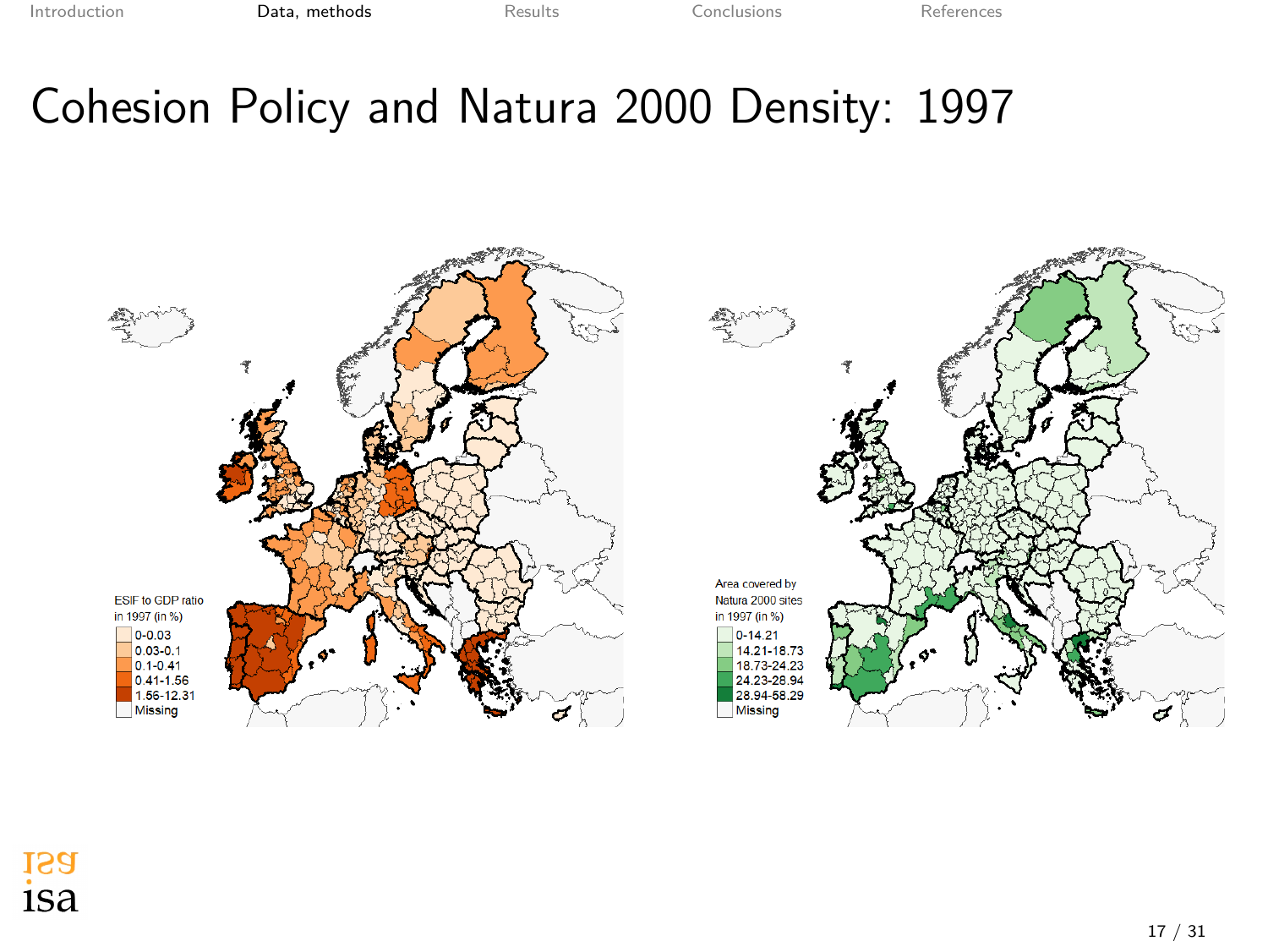# Cohesion Policy and Natura 2000 Density: 1997

ESIF to GDP ratio in 1997 (in %)

- 0-0.03
- 0.03-0.1
- 0.1-0.41
- 0.41-1.56
- 1.56-12.31
- Missing

Area covered by Natura 2000 sites in 1997 (in %)

- 0-14.21
- 14.21-18.73
- 18.73-24.23
- 24.23-28.94
- 28.94-58.29
- Missing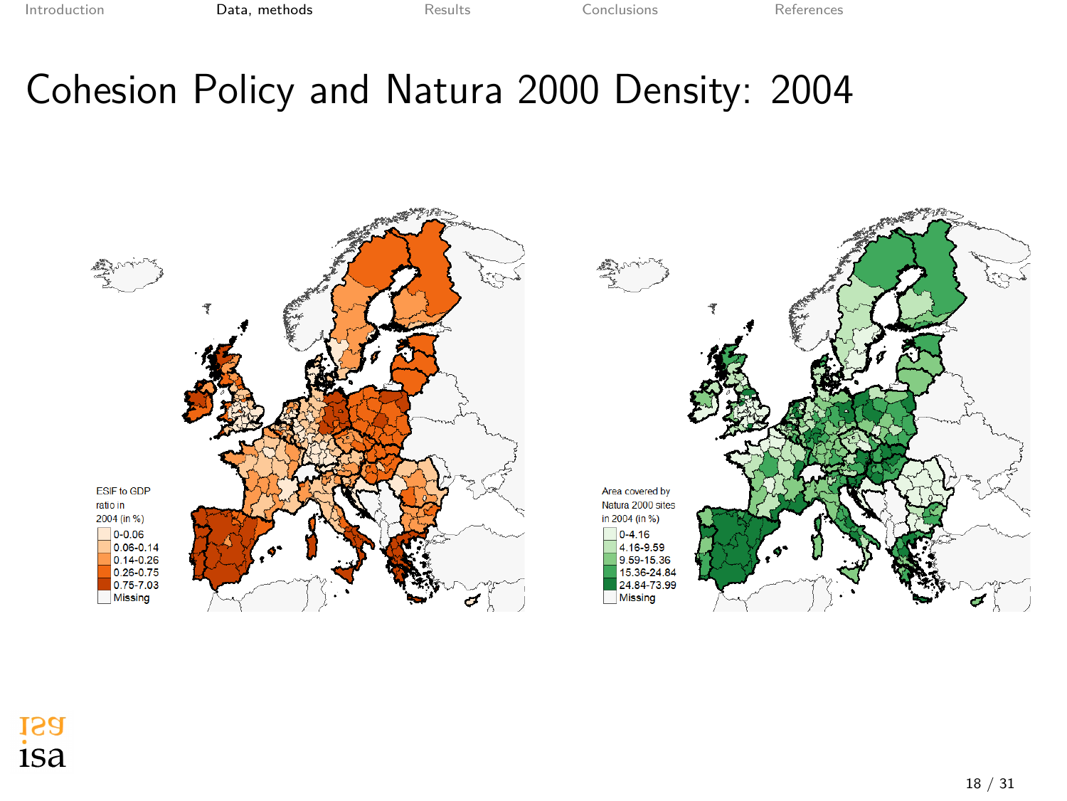# Cohesion Policy and Natura 2000 Density: 2004

ESIF to GDP ratio in 2004 (in %)

- 0-0.06
- 0.06-0.14
- 0.14-0.26
- 0.26-0.75
- 0.75-7.03
- Missing

Area covered by Natura 2000 sites in 2004 (in %)

- 0-4.16
- 4.16-9.59
- 9.59-15.36
- 15.36-24.84
- 24.84-73.99
- Missing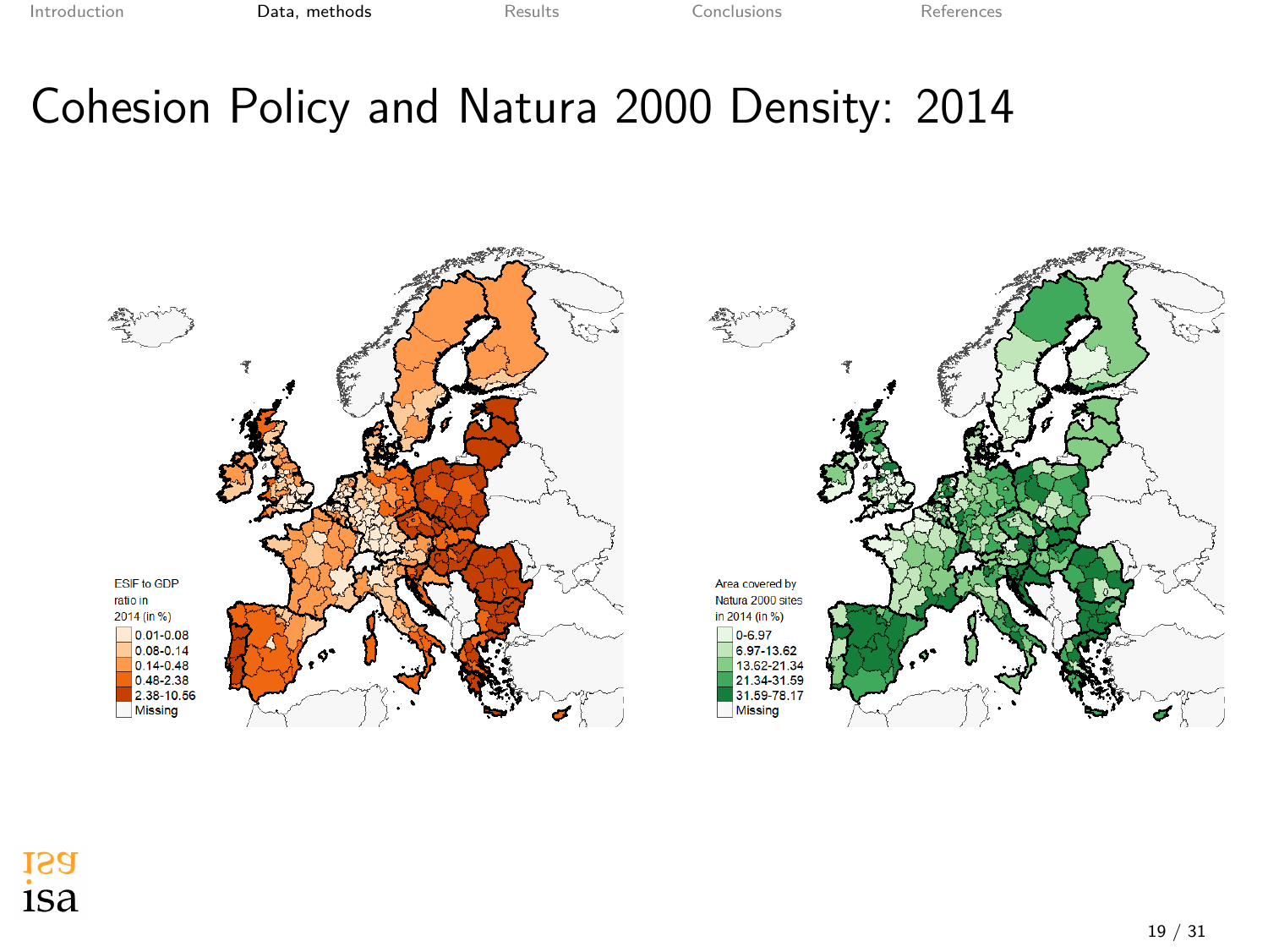# Cohesion Policy and Natura 2000 Density: 2014

ESIF to GDP ratio in 2014 (in %)

- 0.01-0.08
- 0.08-0.14
- 0.14-0.48
- 0.48-2.38
- 2.38-10.56
- Missing

Area covered by Natura 2000 sites in 2014 (in %)

- 0-6.97
- 6.97-13.62
- 13.62-21.34
- 21.34-31.59
- 31.59-78.17
- Missing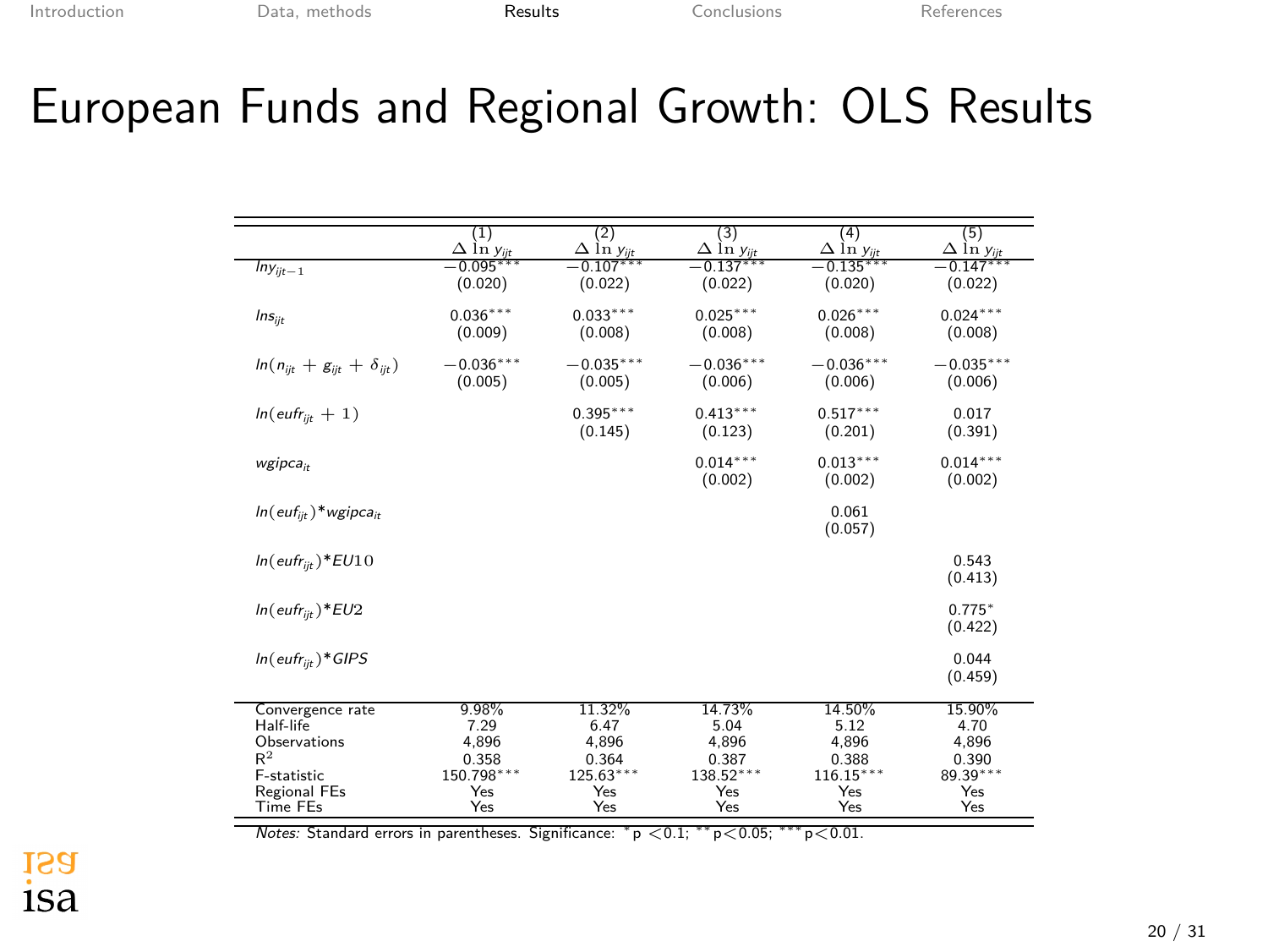# European Funds and Regional Growth: OLS Results

| | (1) $\Delta \ln y_{ijt}$ | (2) $\Delta \ln y_{ijt}$ | (3) $\Delta \ln y_{ijt}$ | (4) $\Delta \ln y_{ijt}$ | (5) $\Delta \ln y_{ijt}$ |
|---|---|---|---|---|---|
| $lny_{ijt-1}$ | $-0.095^{***}$ | $-0.107^{***}$ | $-0.137^{***}$ | $-0.135^{***}$ | $-0.147^{***}$ |
| | (0.020) | (0.022) | (0.022) | (0.020) | (0.022) |
| $lns_{ijt}$ | $0.036^{***}$ | $0.033^{***}$ | $0.025^{***}$ | $0.026^{***}$ | $0.024^{***}$ |
| | (0.009) | (0.008) | (0.008) | (0.008) | (0.008) |
| $ln(n_{ijt} + g_{ijt} + \delta_{ijt})$ | $-0.036^{***}$ | $-0.035^{***}$ | $-0.036^{***}$ | $-0.036^{***}$ | $-0.035^{***}$ |
| | (0.005) | (0.005) | (0.006) | (0.006) | (0.006) |
| $ln(eufr_{ijt} + 1)$ | | $0.395^{***}$ | $0.413^{***}$ | $0.517^{***}$ | 0.017 |
| | | (0.145) | (0.123) | (0.201) | (0.391) |
| $wgipca_{it}$ | | | $0.014^{***}$ | $0.013^{***}$ | $0.014^{***}$ |
| | | | (0.002) | (0.002) | (0.002) |
| $ln(euf_{ijt})$*$wgipca_{it}$ | | | | 0.061 | |
| | | | | (0.057) | |
| $ln(eufr_{ijt})$*$EU10$ | | | | | 0.543 |
| | | | | | (0.413) |
| $ln(eufr_{ijt})$*$EU2$ | | | | | $0.775^{*}$ |
| | | | | | (0.422) |
| $ln(eufr_{ijt})$*$GIPS$ | | | | | 0.044 |
| | | | | | (0.459) |
| Convergence rate | 9.98% | 11.32% | 14.73% | 14.50% | 15.90% |
| Half-life | 7.29 | 6.47 | 5.04 | 5.12 | 4.70 |
| Observations | 4,896 | 4,896 | 4,896 | 4,896 | 4,896 |
| $R^2$ | 0.358 | 0.364 | 0.387 | 0.388 | 0.390 |
| F-statistic | $150.798^{***}$ | $125.63^{***}$ | $138.52^{***}$ | $116.15^{***}$ | $89.39^{***}$ |
| Regional FEs | Yes | Yes | Yes | Yes | Yes |
| Time FEs | Yes | Yes | Yes | Yes | Yes |

*Notes:* Standard errors in parentheses. Significance: $^{*}p < 0.1$; $^{**}p < 0.05$; $^{***}p < 0.01$.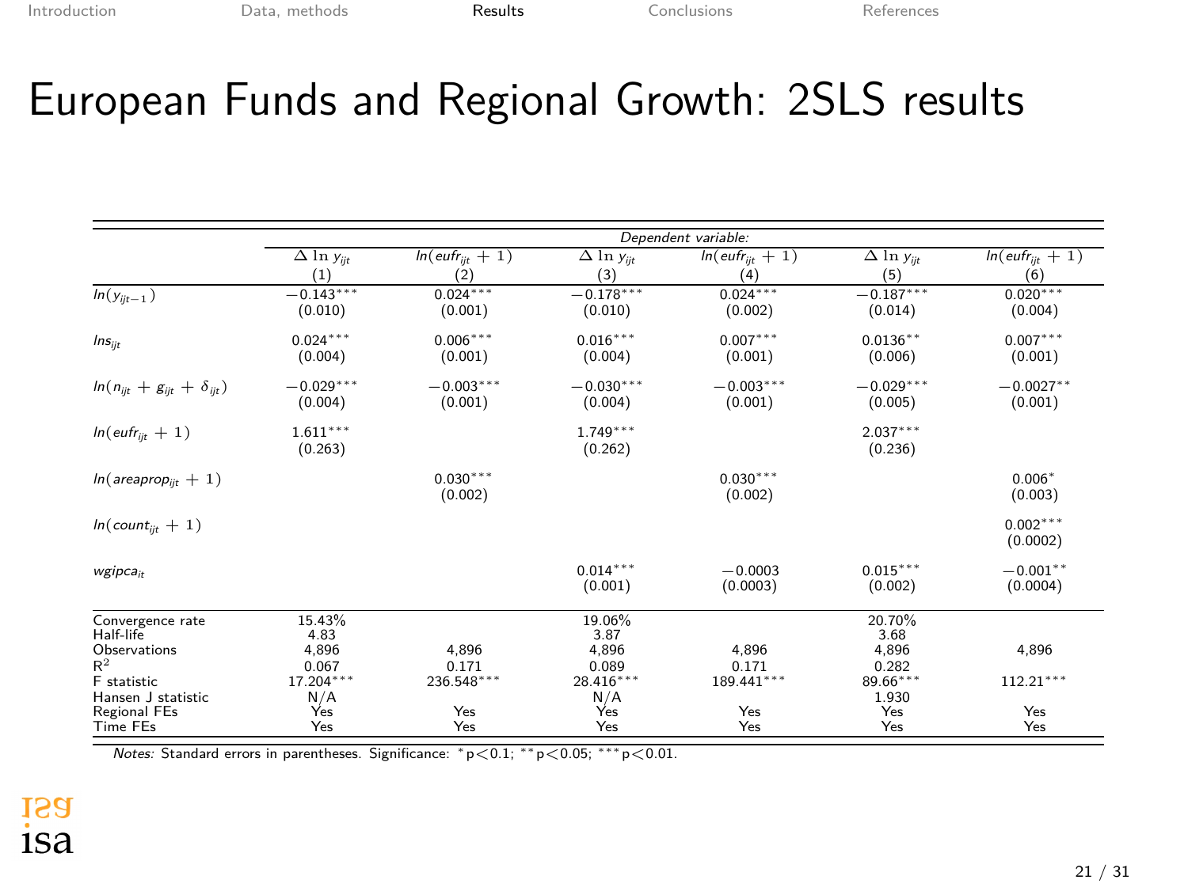# European Funds and Regional Growth: 2SLS results

| | *Dependent variable:* | | | | | |
|---|---|---|---|---|---|---|
| | $\Delta \ln y_{ijt}$ | $ln(eufr_{ijt}+1)$ | $\Delta \ln y_{ijt}$ | $ln(eufr_{ijt}+1)$ | $\Delta \ln y_{ijt}$ | $ln(eufr_{ijt}+1)$ |
| | (1) | (2) | (3) | (4) | (5) | (6) |
| $ln(y_{ijt-1})$ | $-0.143^{***}$ | $0.024^{***}$ | $-0.178^{***}$ | $0.024^{***}$ | $-0.187^{***}$ | $0.020^{***}$ |
| | (0.010) | (0.001) | (0.010) | (0.002) | (0.014) | (0.004) |
| $lns_{ijt}$ | $0.024^{***}$ | $0.006^{***}$ | $0.016^{***}$ | $0.007^{***}$ | $0.0136^{**}$ | $0.007^{***}$ |
| | (0.004) | (0.001) | (0.004) | (0.001) | (0.006) | (0.001) |
| $ln(n_{ijt}+g_{ijt}+\delta_{ijt})$ | $-0.029^{***}$ | $-0.003^{***}$ | $-0.030^{***}$ | $-0.003^{***}$ | $-0.029^{***}$ | $-0.0027^{**}$ |
| | (0.004) | (0.001) | (0.004) | (0.001) | (0.005) | (0.001) |
| $ln(eufr_{ijt}+1)$ | $1.611^{***}$ | | $1.749^{***}$ | | $2.037^{***}$ | |
| | (0.263) | | (0.262) | | (0.236) | |
| $ln(areaprop_{ijt}+1)$ | | $0.030^{***}$ | | $0.030^{***}$ | | $0.006^{*}$ |
| | | (0.002) | | (0.002) | | (0.003) |
| $ln(count_{ijt}+1)$ | | | | | | $0.002^{***}$ |
| | | | | | | (0.0002) |
| $wgipca_{it}$ | | | $0.014^{***}$ | $-0.0003$ | $0.015^{***}$ | $-0.001^{**}$ |
| | | | (0.001) | (0.0003) | (0.002) | (0.0004) |
| Convergence rate | 15.43% | | 19.06% | | 20.70% | |
| Half-life | 4.83 | | 3.87 | | 3.68 | |
| Observations | 4,896 | 4,896 | 4,896 | 4,896 | 4,896 | 4,896 |
| $R^2$ | 0.067 | 0.171 | 0.089 | 0.171 | 0.282 | |
| F statistic | $17.204^{***}$ | $236.548^{***}$ | $28.416^{***}$ | $189.441^{***}$ | $89.66^{***}$ | $112.21^{***}$ |
| Hansen J statistic | N/A | | N/A | | 1.930 | |
| Regional FEs | Yes | Yes | Yes | Yes | Yes | Yes |
| Time FEs | Yes | Yes | Yes | Yes | Yes | Yes |

*Notes:* Standard errors in parentheses. Significance: $^{*}$p<0.1; $^{**}$p<0.05; $^{***}$p<0.01.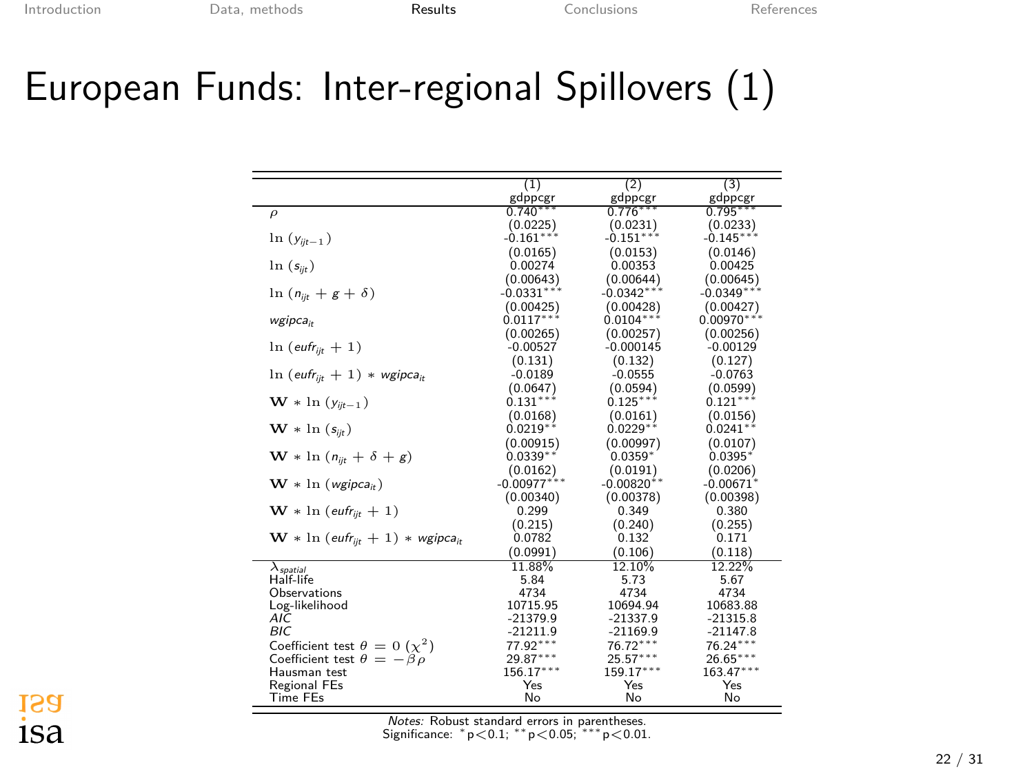# European Funds: Inter-regional Spillovers (1)

| | (1) | (2) | (3) |
|---|---|---|---|
| | gdppcgr | gdppcgr | gdppcgr |
| $\rho$ | 0.740*** | 0.776*** | 0.795*** |
| | (0.0225) | (0.0231) | (0.0233) |
| $\ln(y_{ijt-1})$ | -0.161*** | -0.151*** | -0.145*** |
| | (0.0165) | (0.0153) | (0.0146) |
| $\ln(s_{ijt})$ | 0.00274 | 0.00353 | 0.00425 |
| | (0.00643) | (0.00644) | (0.00645) |
| $\ln(n_{ijt} + g + \delta)$ | -0.0331*** | -0.0342*** | -0.0349*** |
| | (0.00425) | (0.00428) | (0.00427) |
| $wgipca_{it}$ | 0.0117*** | 0.0104*** | 0.00970*** |
| | (0.00265) | (0.00257) | (0.00256) |
| $\ln(eufr_{ijt} + 1)$ | -0.00527 | -0.000145 | -0.00129 |
| | (0.131) | (0.132) | (0.127) |
| $\ln(eufr_{ijt} + 1) * wgipca_{it}$ | -0.0189 | -0.0555 | -0.0763 |
| | (0.0647) | (0.0594) | (0.0599) |
| $\mathbf{W} * \ln(y_{ijt-1})$ | 0.131*** | 0.125*** | 0.121*** |
| | (0.0168) | (0.0161) | (0.0156) |
| $\mathbf{W} * \ln(s_{ijt})$ | 0.0219** | 0.0229** | 0.0241** |
| | (0.00915) | (0.00997) | (0.0107) |
| $\mathbf{W} * \ln(n_{ijt} + \delta + g)$ | 0.0339** | 0.0359* | 0.0395* |
| | (0.0162) | (0.0191) | (0.0206) |
| $\mathbf{W} * \ln(wgipca_{it})$ | -0.00977*** | -0.00820** | -0.00671* |
| | (0.00340) | (0.00378) | (0.00398) |
| $\mathbf{W} * \ln(eufr_{ijt} + 1)$ | 0.299 | 0.349 | 0.380 |
| | (0.215) | (0.240) | (0.255) |
| $\mathbf{W} * \ln(eufr_{ijt} + 1) * wgipca_{it}$ | 0.0782 | 0.132 | 0.171 |
| | (0.0991) | (0.106) | (0.118) |
| $\lambda_{spatial}$ | 11.88% | 12.10% | 12.22% |
| Half-life | 5.84 | 5.73 | 5.67 |
| Observations | 4734 | 4734 | 4734 |
| Log-likelihood | 10715.95 | 10694.94 | 10683.88 |
| *AIC* | -21379.9 | -21337.9 | -21315.8 |
| *BIC* | -21211.9 | -21169.9 | -21147.8 |
| Coefficient test $\theta = 0$ $(\chi^2)$ | 77.92*** | 76.72*** | 76.24*** |
| Coefficient test $\theta = -\beta\rho$ | 29.87*** | 25.57*** | 26.65*** |
| Hausman test | 156.17*** | 159.17*** | 163.47*** |
| Regional FEs | Yes | Yes | Yes |
| Time FEs | No | No | No |

*Notes:* Robust standard errors in parentheses.
Significance: *p<0.1; **p<0.05; ***p<0.01.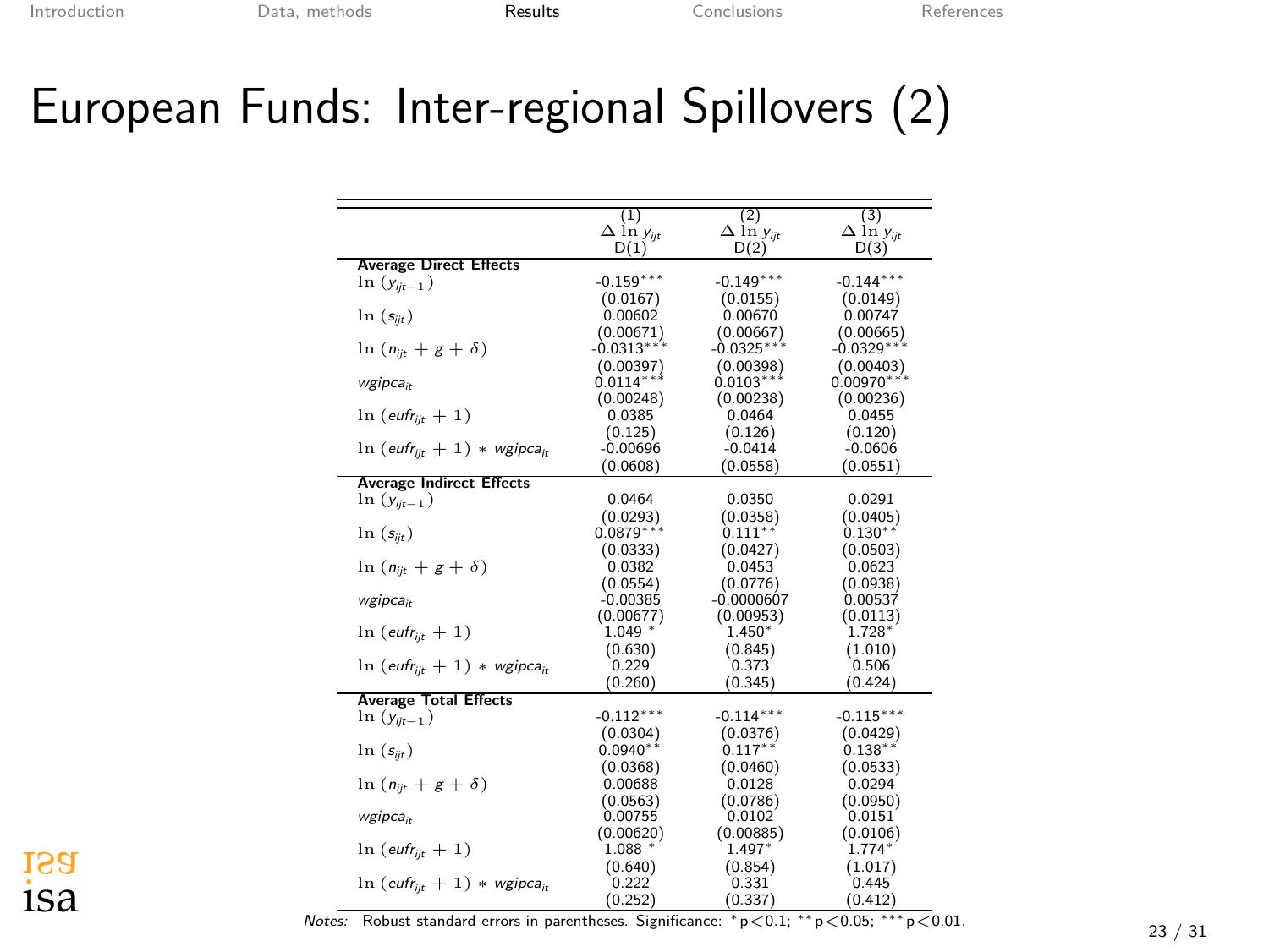# European Funds: Inter-regional Spillovers (2)

| | (1) $\Delta \ln y_{ijt}$ D(1) | (2) $\Delta \ln y_{ijt}$ D(2) | (3) $\Delta \ln y_{ijt}$ D(3) |
|---|---|---|---|
| **Average Direct Effects** | | | |
| $\ln(y_{ijt-1})$ | -0.159*** | -0.149*** | -0.144*** |
| | (0.0167) | (0.0155) | (0.0149) |
| $\ln(s_{ijt})$ | 0.00602 | 0.00670 | 0.00747 |
| | (0.00671) | (0.00667) | (0.00665) |
| $\ln(n_{ijt} + g + \delta)$ | -0.0313*** | -0.0325*** | -0.0329*** |
| | (0.00397) | (0.00398) | (0.00403) |
| $wgipca_{it}$ | 0.0114*** | 0.0103*** | 0.00970*** |
| | (0.00248) | (0.00238) | (0.00236) |
| $\ln(eufr_{ijt} + 1)$ | 0.0385 | 0.0464 | 0.0455 |
| | (0.125) | (0.126) | (0.120) |
| $\ln(eufr_{ijt} + 1) * wgipca_{it}$ | -0.00696 | -0.0414 | -0.0606 |
| | (0.0608) | (0.0558) | (0.0551) |
| **Average Indirect Effects** | | | |
| $\ln(y_{ijt-1})$ | 0.0464 | 0.0350 | 0.0291 |
| | (0.0293) | (0.0358) | (0.0405) |
| $\ln(s_{ijt})$ | 0.0879*** | 0.111** | 0.130** |
| | (0.0333) | (0.0427) | (0.0503) |
| $\ln(n_{ijt} + g + \delta)$ | 0.0382 | 0.0453 | 0.0623 |
| | (0.0554) | (0.0776) | (0.0938) |
| $wgipca_{it}$ | -0.00385 | -0.0000607 | 0.00537 |
| | (0.00677) | (0.00953) | (0.0113) |
| $\ln(eufr_{ijt} + 1)$ | 1.049 * | 1.450* | 1.728* |
| | (0.630) | (0.845) | (1.010) |
| $\ln(eufr_{ijt} + 1) * wgipca_{it}$ | 0.229 | 0.373 | 0.506 |
| | (0.260) | (0.345) | (0.424) |
| **Average Total Effects** | | | |
| $\ln(y_{ijt-1})$ | -0.112*** | -0.114*** | -0.115*** |
| | (0.0304) | (0.0376) | (0.0429) |
| $\ln(s_{ijt})$ | 0.0940** | 0.117** | 0.138** |
| | (0.0368) | (0.0460) | (0.0533) |
| $\ln(n_{ijt} + g + \delta)$ | 0.00688 | 0.0128 | 0.0294 |
| | (0.0563) | (0.0786) | (0.0950) |
| $wgipca_{it}$ | 0.00755 | 0.0102 | 0.0151 |
| | (0.00620) | (0.00885) | (0.0106) |
| $\ln(eufr_{ijt} + 1)$ | 1.088 * | 1.497* | 1.774* |
| | (0.640) | (0.854) | (1.017) |
| $\ln(eufr_{ijt} + 1) * wgipca_{it}$ | 0.222 | 0.331 | 0.445 |
| | (0.252) | (0.337) | (0.412) |

*Notes:* Robust standard errors in parentheses. Significance: * $p<0.1$; ** $p<0.05$; *** $p<0.01$.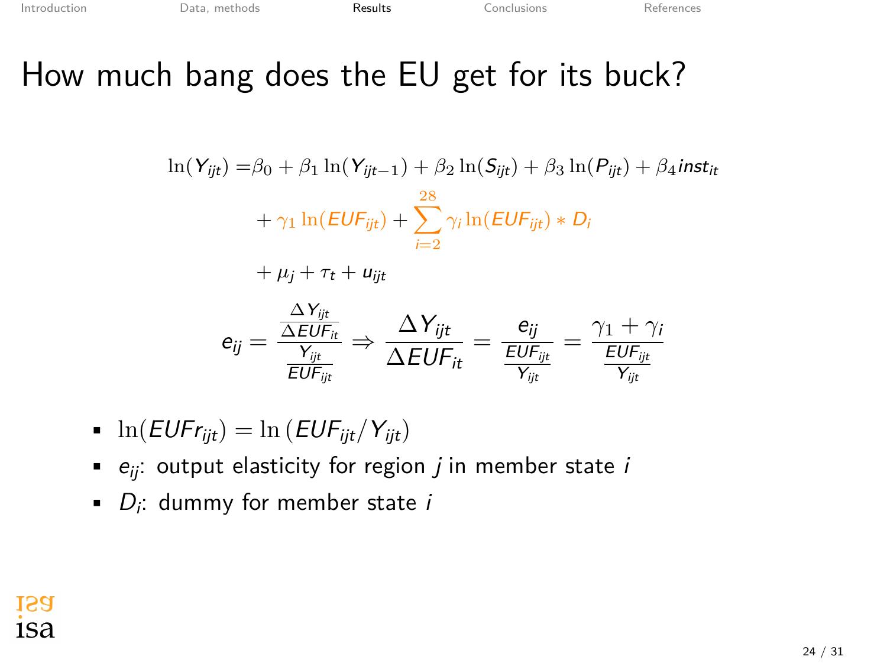# How much bang does the EU get for its buck?

$$
\begin{aligned}
\ln(Y_{ijt}) =& \beta_0 + \beta_1 \ln(Y_{ijt-1}) + \beta_2 \ln(S_{ijt}) + \beta_3 \ln(P_{ijt}) + \beta_4 inst_{it} \\
&+ \gamma_1 \ln(EUF_{ijt}) + \sum_{i=2}^{28} \gamma_i \ln(EUF_{ijt}) * D_i \\
&+ \mu_j + \tau_t + u_{ijt}
\end{aligned}
$$

$$
e_{ij} = \frac{\frac{\Delta Y_{ijt}}{\Delta EUF_{it}}}{\frac{Y_{ijt}}{EUF_{ijt}}} \Rightarrow \frac{\Delta Y_{ijt}}{\Delta EUF_{it}} = \frac{e_{ij}}{\frac{EUF_{ijt}}{Y_{ijt}}} = \frac{\gamma_1 + \gamma_i}{\frac{EUF_{ijt}}{Y_{ijt}}}
$$

- $\ln(EUFr_{ijt}) = \ln\left(EUF_{ijt}/Y_{ijt}\right)$
- $e_{ij}$: output elasticity for region $j$ in member state $i$
- $D_i$: dummy for member state $i$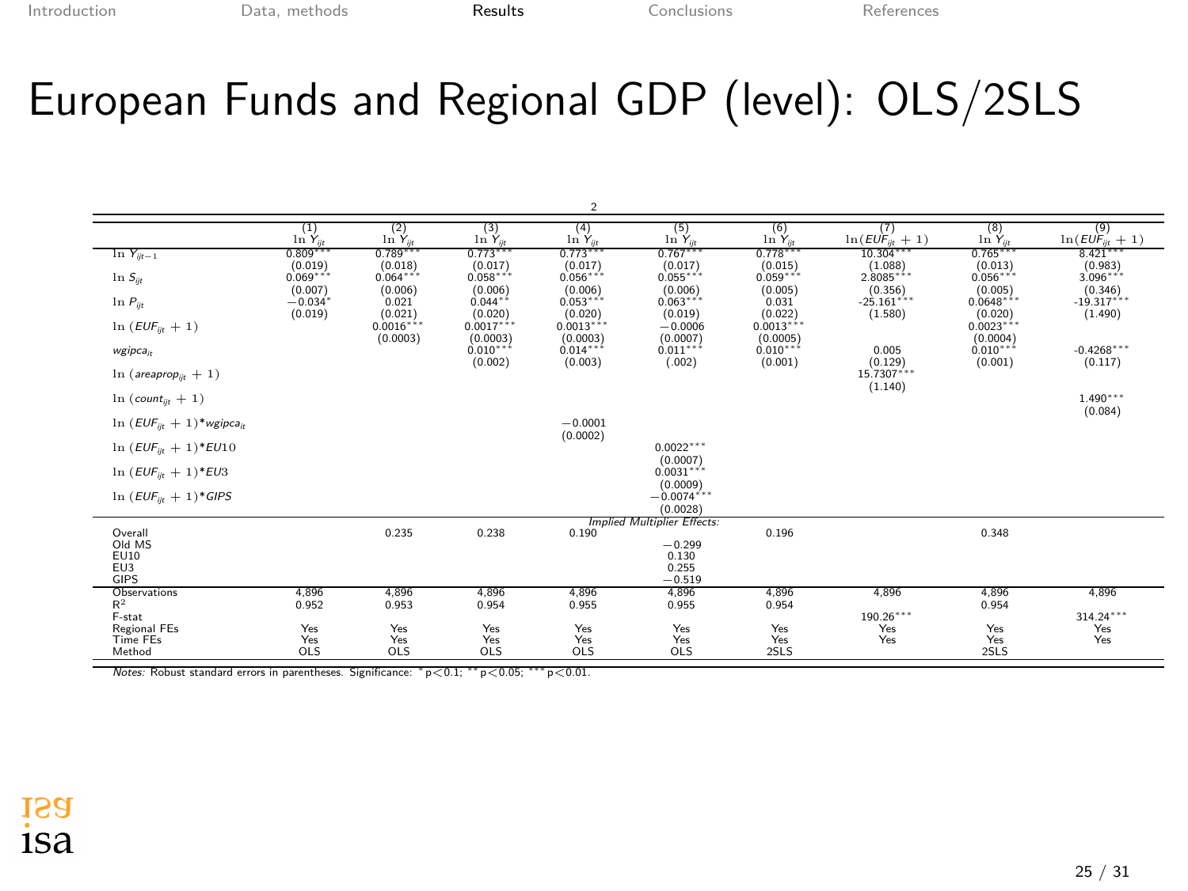# European Funds and Regional GDP (level): OLS/2SLS

2

| | (1) | (2) | (3) | (4) | (5) | (6) | (7) | (8) | (9) |
|---|---|---|---|---|---|---|---|---|---|
| | $\ln Y_{ijt}$ | $\ln Y_{ijt}$ | $\ln Y_{ijt}$ | $\ln Y_{ijt}$ | $\ln Y_{ijt}$ | $\ln Y_{ijt}$ | $\ln(EUF_{ijt}+1)$ | $\ln Y_{ijt}$ | $\ln(EUF_{ijt}+1)$ |
| $\ln Y_{ijt-1}$ | 0.809*** | 0.789*** | 0.773*** | 0.773*** | 0.767*** | 0.778*** | 10.304*** | 0.765*** | 8.421*** |
| | (0.019) | (0.018) | (0.017) | (0.017) | (0.017) | (0.015) | (1.088) | (0.013) | (0.983) |
| $\ln S_{ijt}$ | 0.069*** | 0.064*** | 0.058*** | 0.056*** | 0.055*** | 0.059*** | 2.8085*** | 0.056*** | 3.096*** |
| | (0.007) | (0.006) | (0.006) | (0.006) | (0.006) | (0.005) | (0.356) | (0.005) | (0.346) |
| $\ln P_{ijt}$ | −0.034* | 0.021 | 0.044** | 0.053*** | 0.063*** | 0.031 | -25.161*** | 0.0648*** | -19.317*** |
| | (0.019) | (0.021) | (0.020) | (0.020) | (0.019) | (0.022) | (1.580) | (0.020) | (1.490) |
| $\ln(EUF_{ijt}+1)$ | | 0.0016*** | 0.0017*** | 0.0013*** | −0.0006 | 0.0013*** | | 0.0023*** | |
| | | (0.0003) | (0.0003) | (0.0003) | (0.0007) | (0.0005) | | (0.0004) | |
| $wgipca_{it}$ | | | 0.010*** | 0.014*** | 0.011*** | 0.010*** | 0.005 | 0.010*** | -0.4268*** |
| | | | (0.002) | (0.003) | (.002) | (0.001) | (0.129) | (0.001) | (0.117) |
| $\ln(areaprop_{ijt}+1)$ | | | | | | | 15.7307*** | | |
| | | | | | | | (1.140) | | |
| $\ln(count_{ijt}+1)$ | | | | | | | | | 1.490*** |
| | | | | | | | | | (0.084) |
| $\ln(EUF_{ijt}+1)$*$wgipca_{it}$ | | | | −0.0001 | | | | | |
| | | | | (0.0002) | | | | | |
| $\ln(EUF_{ijt}+1)$*$EU10$ | | | | | 0.0022*** | | | | |
| | | | | | (0.0007) | | | | |
| $\ln(EUF_{ijt}+1)$*$EU3$ | | | | | 0.0031*** | | | | |
| | | | | | (0.0009) | | | | |
| $\ln(EUF_{ijt}+1)$*$GIPS$ | | | | | −0.0074*** | | | | |
| | | | | | (0.0028) | | | | |
| *Implied Multiplier Effects:* | | | | | | | | | |
| Overall | | 0.235 | 0.238 | 0.190 | | 0.196 | | 0.348 | |
| Old MS | | | | | −0.299 | | | | |
| EU10 | | | | | 0.130 | | | | |
| EU3 | | | | | 0.255 | | | | |
| GIPS | | | | | −0.519 | | | | |
| Observations | 4,896 | 4,896 | 4,896 | 4,896 | 4,896 | 4,896 | 4,896 | 4,896 | 4,896 |
| $R^2$ | 0.952 | 0.953 | 0.954 | 0.955 | 0.955 | 0.954 | | 0.954 | |
| F-stat | | | | | | | 190.26*** | | 314.24*** |
| Regional FEs | Yes | Yes | Yes | Yes | Yes | Yes | Yes | Yes | Yes |
| Time FEs | Yes | Yes | Yes | Yes | Yes | Yes | Yes | Yes | Yes |
| Method | OLS | OLS | OLS | OLS | OLS | 2SLS | | 2SLS | |

*Notes:* Robust standard errors in parentheses. Significance: * $p<0.1$; ** $p<0.05$; *** $p<0.01$.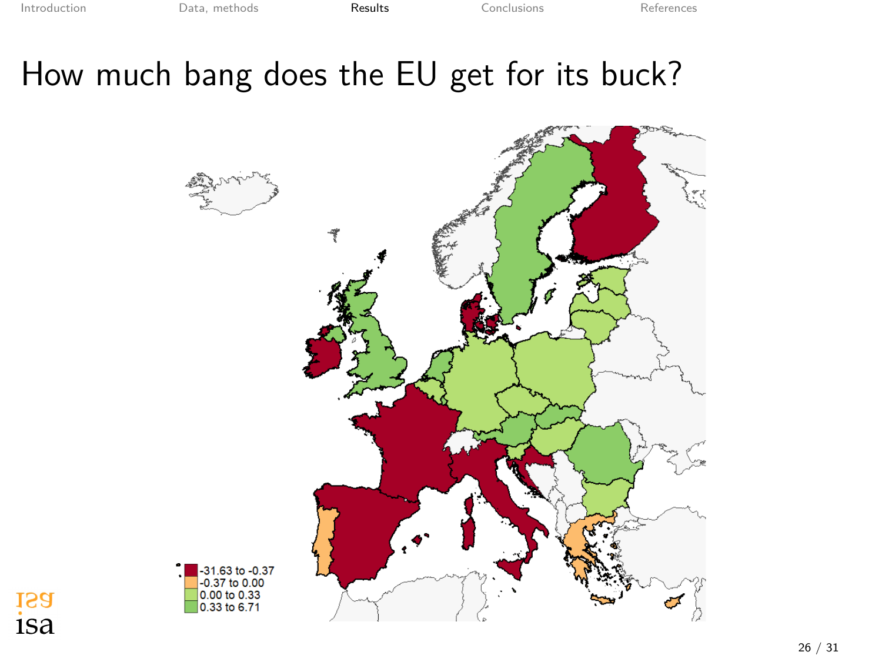# How much bang does the EU get for its buck?

-31.63 to -0.37
-0.37 to 0.00
0.00 to 0.33
0.33 to 6.71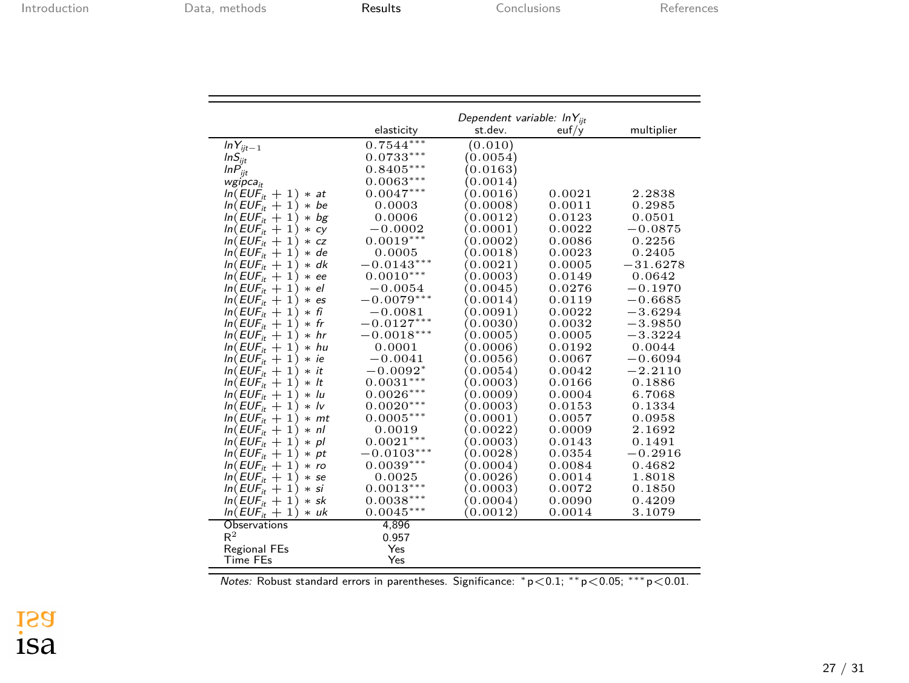| | Dependent variable: $lnY_{ijt}$ | | | |
|---|---|---|---|---|
| | elasticity | st.dev. | euf/y | multiplier |
| $lnY_{ijt-1}$ | $0.7544^{***}$ | (0.010) | | |
| $lnS_{ijt}$ | $0.0733^{***}$ | (0.0054) | | |
| $lnP_{ijt}$ | $0.8405^{***}$ | (0.0163) | | |
| $wgipca_{it}$ | $0.0063^{***}$ | (0.0014) | | |
| $ln(EUF_{it}+1) * at$ | $0.0047^{***}$ | (0.0016) | 0.0021 | 2.2838 |
| $ln(EUF_{it}+1) * be$ | 0.0003 | (0.0008) | 0.0011 | 0.2985 |
| $ln(EUF_{it}+1) * bg$ | 0.0006 | (0.0012) | 0.0123 | 0.0501 |
| $ln(EUF_{it}+1) * cy$ | −0.0002 | (0.0001) | 0.0022 | −0.0875 |
| $ln(EUF_{it}+1) * cz$ | $0.0019^{***}$ | (0.0002) | 0.0086 | 0.2256 |
| $ln(EUF_{it}+1) * de$ | 0.0005 | (0.0018) | 0.0023 | 0.2405 |
| $ln(EUF_{it}+1) * dk$ | $-0.0143^{***}$ | (0.0021) | 0.0005 | −31.6278 |
| $ln(EUF_{it}+1) * ee$ | $0.0010^{***}$ | (0.0003) | 0.0149 | 0.0642 |
| $ln(EUF_{it}+1) * el$ | −0.0054 | (0.0045) | 0.0276 | −0.1970 |
| $ln(EUF_{it}+1) * es$ | $-0.0079^{***}$ | (0.0014) | 0.0119 | −0.6685 |
| $ln(EUF_{it}+1) * fi$ | −0.0081 | (0.0091) | 0.0022 | −3.6294 |
| $ln(EUF_{it}+1) * fr$ | $-0.0127^{***}$ | (0.0030) | 0.0032 | −3.9850 |
| $ln(EUF_{it}+1) * hr$ | $-0.0018^{***}$ | (0.0005) | 0.0005 | −3.3224 |
| $ln(EUF_{it}+1) * hu$ | 0.0001 | (0.0006) | 0.0192 | 0.0044 |
| $ln(EUF_{it}+1) * ie$ | −0.0041 | (0.0056) | 0.0067 | −0.6094 |
| $ln(EUF_{it}+1) * it$ | $-0.0092^{*}$ | (0.0054) | 0.0042 | −2.2110 |
| $ln(EUF_{it}+1) * lt$ | $0.0031^{***}$ | (0.0003) | 0.0166 | 0.1886 |
| $ln(EUF_{it}+1) * lu$ | $0.0026^{***}$ | (0.0009) | 0.0004 | 6.7068 |
| $ln(EUF_{it}+1) * lv$ | $0.0020^{***}$ | (0.0003) | 0.0153 | 0.1334 |
| $ln(EUF_{it}+1) * mt$ | $0.0005^{***}$ | (0.0001) | 0.0057 | 0.0958 |
| $ln(EUF_{it}+1) * nl$ | 0.0019 | (0.0022) | 0.0009 | 2.1692 |
| $ln(EUF_{it}+1) * pl$ | $0.0021^{***}$ | (0.0003) | 0.0143 | 0.1491 |
| $ln(EUF_{it}+1) * pt$ | $-0.0103^{***}$ | (0.0028) | 0.0354 | −0.2916 |
| $ln(EUF_{it}+1) * ro$ | $0.0039^{***}$ | (0.0004) | 0.0084 | 0.4682 |
| $ln(EUF_{it}+1) * se$ | 0.0025 | (0.0026) | 0.0014 | 1.8018 |
| $ln(EUF_{it}+1) * si$ | $0.0013^{***}$ | (0.0003) | 0.0072 | 0.1850 |
| $ln(EUF_{it}+1) * sk$ | $0.0038^{***}$ | (0.0004) | 0.0090 | 0.4209 |
| $ln(EUF_{it}+1) * uk$ | $0.0045^{***}$ | (0.0012) | 0.0014 | 3.1079 |
| Observations | 4,896 | | | |
| $R^2$ | 0.957 | | | |
| Regional FEs | Yes | | | |
| Time FEs | Yes | | | |

*Notes:* Robust standard errors in parentheses. Significance: $^{*}p<0.1$; $^{**}p<0.05$; $^{***}p<0.01$.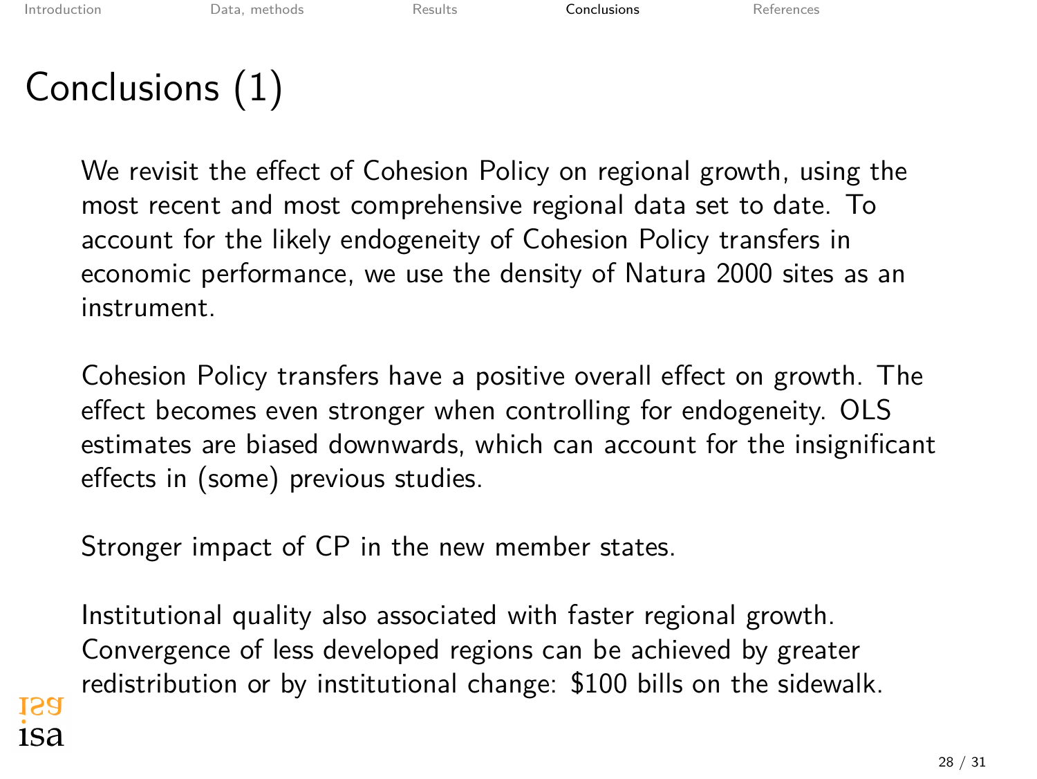# Conclusions (1)

We revisit the effect of Cohesion Policy on regional growth, using the most recent and most comprehensive regional data set to date. To account for the likely endogeneity of Cohesion Policy transfers in economic performance, we use the density of Natura 2000 sites as an instrument.

Cohesion Policy transfers have a positive overall effect on growth. The effect becomes even stronger when controlling for endogeneity. OLS estimates are biased downwards, which can account for the insignificant effects in (some) previous studies.

Stronger impact of CP in the new member states.

Institutional quality also associated with faster regional growth. Convergence of less developed regions can be achieved by greater redistribution or by institutional change: $100 bills on the sidewalk.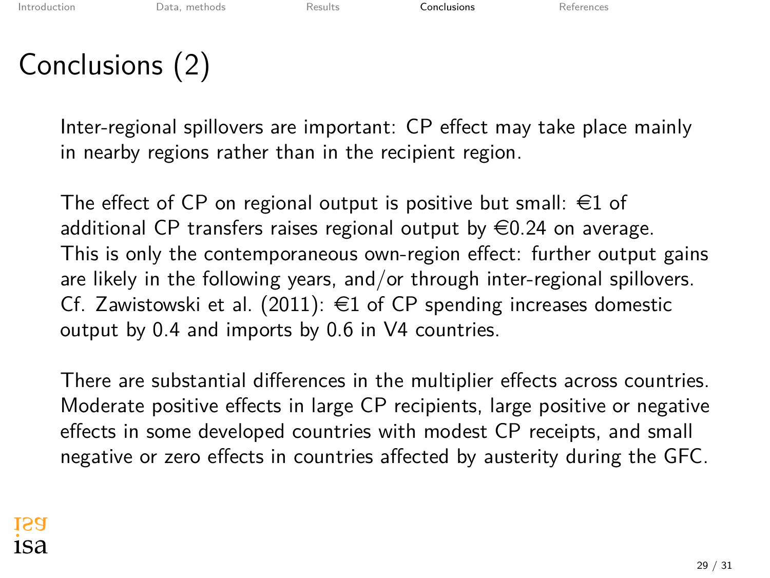# Conclusions (2)

Inter-regional spillovers are important: CP effect may take place mainly in nearby regions rather than in the recipient region.

The effect of CP on regional output is positive but small: €1 of additional CP transfers raises regional output by €0.24 on average. This is only the contemporaneous own-region effect: further output gains are likely in the following years, and/or through inter-regional spillovers. Cf. Zawistowski et al. (2011): €1 of CP spending increases domestic output by 0.4 and imports by 0.6 in V4 countries.

There are substantial differences in the multiplier effects across countries. Moderate positive effects in large CP recipients, large positive or negative effects in some developed countries with modest CP receipts, and small negative or zero effects in countries affected by austerity during the GFC.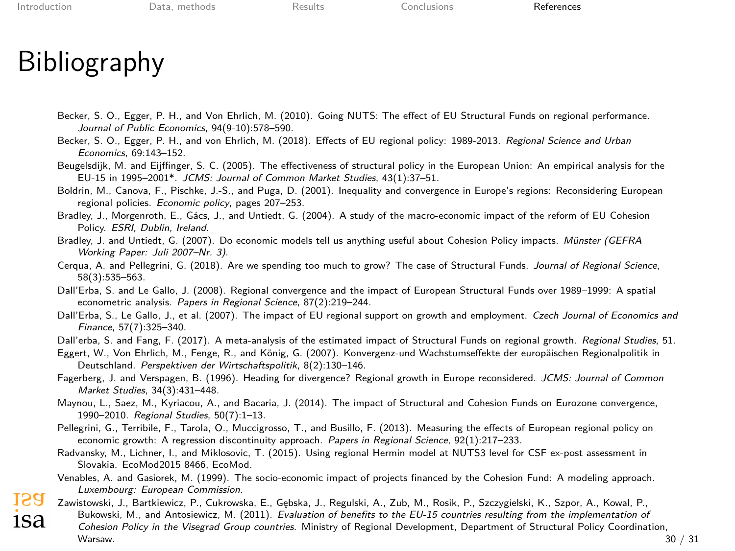# Bibliography

Becker, S. O., Egger, P. H., and Von Ehrlich, M. (2010). Going NUTS: The effect of EU Structural Funds on regional performance. *Journal of Public Economics*, 94(9-10):578–590.

Becker, S. O., Egger, P. H., and von Ehrlich, M. (2018). Effects of EU regional policy: 1989-2013. *Regional Science and Urban Economics*, 69:143–152.

Beugelsdijk, M. and Eijffinger, S. C. (2005). The effectiveness of structural policy in the European Union: An empirical analysis for the EU-15 in 1995–2001*. *JCMS: Journal of Common Market Studies*, 43(1):37–51.

Boldrin, M., Canova, F., Pischke, J.-S., and Puga, D. (2001). Inequality and convergence in Europe's regions: Reconsidering European regional policies. *Economic policy*, pages 207–253.

Bradley, J., Morgenroth, E., Gács, J., and Untiedt, G. (2004). A study of the macro-economic impact of the reform of EU Cohesion Policy. *ESRI, Dublin, Ireland*.

Bradley, J. and Untiedt, G. (2007). Do economic models tell us anything useful about Cohesion Policy impacts. *Münster (GEFRA Working Paper: Juli 2007–Nr. 3)*.

Cerqua, A. and Pellegrini, G. (2018). Are we spending too much to grow? The case of Structural Funds. *Journal of Regional Science*, 58(3):535–563.

Dall'Erba, S. and Le Gallo, J. (2008). Regional convergence and the impact of European Structural Funds over 1989–1999: A spatial econometric analysis. *Papers in Regional Science*, 87(2):219–244.

Dall'Erba, S., Le Gallo, J., et al. (2007). The impact of EU regional support on growth and employment. *Czech Journal of Economics and Finance*, 57(7):325–340.

Dall'erba, S. and Fang, F. (2017). A meta-analysis of the estimated impact of Structural Funds on regional growth. *Regional Studies*, 51.

Eggert, W., Von Ehrlich, M., Fenge, R., and König, G. (2007). Konvergenz-und Wachstumseffekte der europäischen Regionalpolitik in Deutschland. *Perspektiven der Wirtschaftspolitik*, 8(2):130–146.

Fagerberg, J. and Verspagen, B. (1996). Heading for divergence? Regional growth in Europe reconsidered. *JCMS: Journal of Common Market Studies*, 34(3):431–448.

Maynou, L., Saez, M., Kyriacou, A., and Bacaria, J. (2014). The impact of Structural and Cohesion Funds on Eurozone convergence, 1990–2010. *Regional Studies*, 50(7):1–13.

Pellegrini, G., Terribile, F., Tarola, O., Muccigrosso, T., and Busillo, F. (2013). Measuring the effects of European regional policy on economic growth: A regression discontinuity approach. *Papers in Regional Science*, 92(1):217–233.

Radvansky, M., Lichner, I., and Miklosovic, T. (2015). Using regional Hermin model at NUTS3 level for CSF ex-post assessment in Slovakia. EcoMod2015 8466, EcoMod.

Venables, A. and Gasiorek, M. (1999). The socio-economic impact of projects financed by the Cohesion Fund: A modeling approach. *Luxembourg: European Commission*.

Zawistowski, J., Bartkiewicz, P., Cukrowska, E., Gębska, J., Regulski, A., Zub, M., Rosik, P., Szczygielski, K., Szpor, A., Kowal, P., Bukowski, M., and Antosiewicz, M. (2011). *Evaluation of benefits to the EU-15 countries resulting from the implementation of Cohesion Policy in the Visegrad Group countries*. Ministry of Regional Development, Department of Structural Policy Coordination, Warsaw.